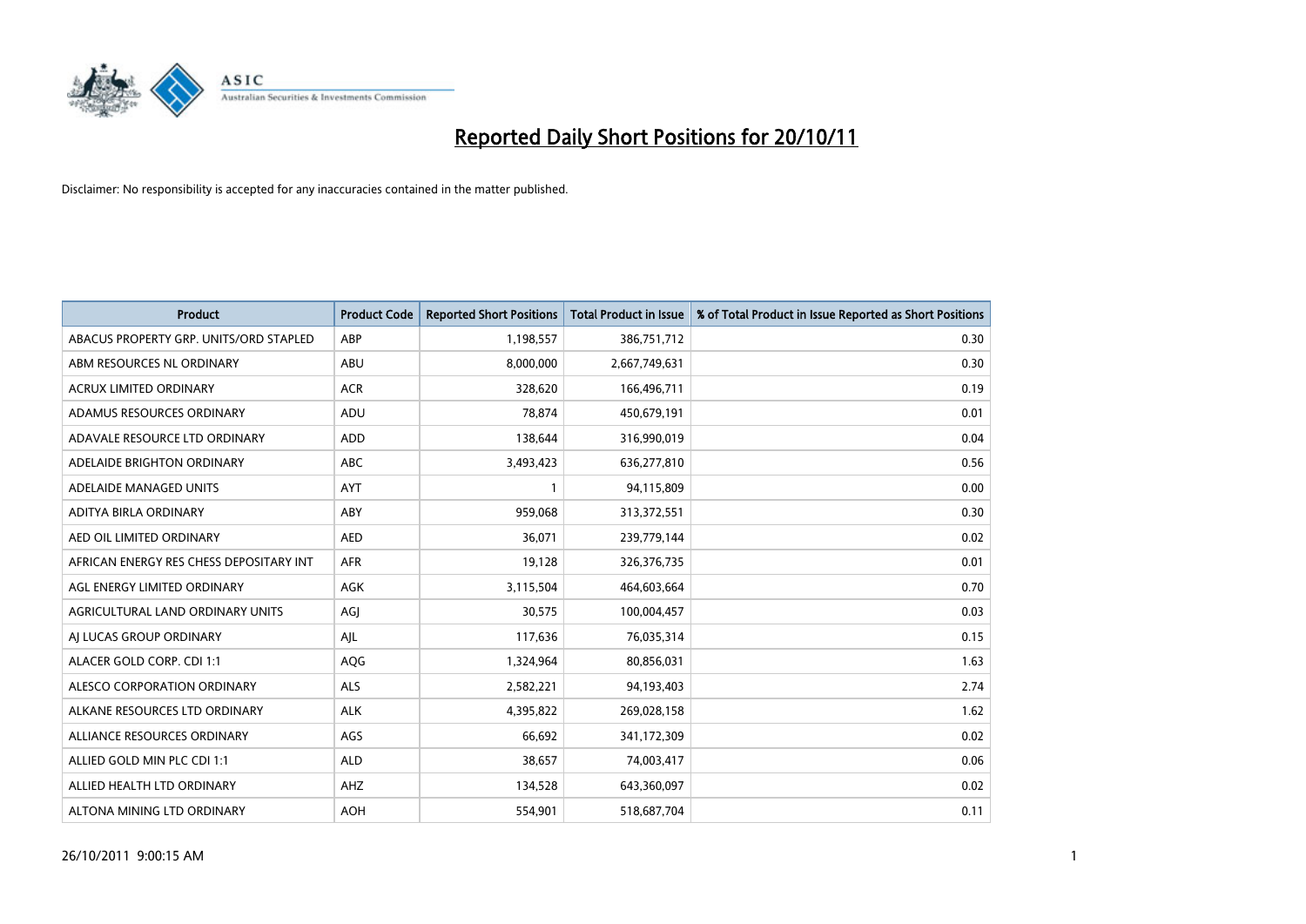# Reported Daily Short Positions for 20/10/11

Disclaimer: No responsibility is accepted for any inaccuracies contained in the matter published.

| Product | Product Code | Reported Short Positions | Total Product in Issue | % of Total Product in Issue Reported as Short Positions |
|---|---|---|---|---|
| ABACUS PROPERTY GRP. UNITS/ORD STAPLED | ABP | 1,198,557 | 386,751,712 | 0.30 |
| ABM RESOURCES NL ORDINARY | ABU | 8,000,000 | 2,667,749,631 | 0.30 |
| ACRUX LIMITED ORDINARY | ACR | 328,620 | 166,496,711 | 0.19 |
| ADAMUS RESOURCES ORDINARY | ADU | 78,874 | 450,679,191 | 0.01 |
| ADAVALE RESOURCE LTD ORDINARY | ADD | 138,644 | 316,990,019 | 0.04 |
| ADELAIDE BRIGHTON ORDINARY | ABC | 3,493,423 | 636,277,810 | 0.56 |
| ADELAIDE MANAGED UNITS | AYT | 1 | 94,115,809 | 0.00 |
| ADITYA BIRLA ORDINARY | ABY | 959,068 | 313,372,551 | 0.30 |
| AED OIL LIMITED ORDINARY | AED | 36,071 | 239,779,144 | 0.02 |
| AFRICAN ENERGY RES CHESS DEPOSITARY INT | AFR | 19,128 | 326,376,735 | 0.01 |
| AGL ENERGY LIMITED ORDINARY | AGK | 3,115,504 | 464,603,664 | 0.70 |
| AGRICULTURAL LAND ORDINARY UNITS | AGJ | 30,575 | 100,004,457 | 0.03 |
| AJ LUCAS GROUP ORDINARY | AJL | 117,636 | 76,035,314 | 0.15 |
| ALACER GOLD CORP. CDI 1:1 | AQG | 1,324,964 | 80,856,031 | 1.63 |
| ALESCO CORPORATION ORDINARY | ALS | 2,582,221 | 94,193,403 | 2.74 |
| ALKANE RESOURCES LTD ORDINARY | ALK | 4,395,822 | 269,028,158 | 1.62 |
| ALLIANCE RESOURCES ORDINARY | AGS | 66,692 | 341,172,309 | 0.02 |
| ALLIED GOLD MIN PLC CDI 1:1 | ALD | 38,657 | 74,003,417 | 0.06 |
| ALLIED HEALTH LTD ORDINARY | AHZ | 134,528 | 643,360,097 | 0.02 |
| ALTONA MINING LTD ORDINARY | AOH | 554,901 | 518,687,704 | 0.11 |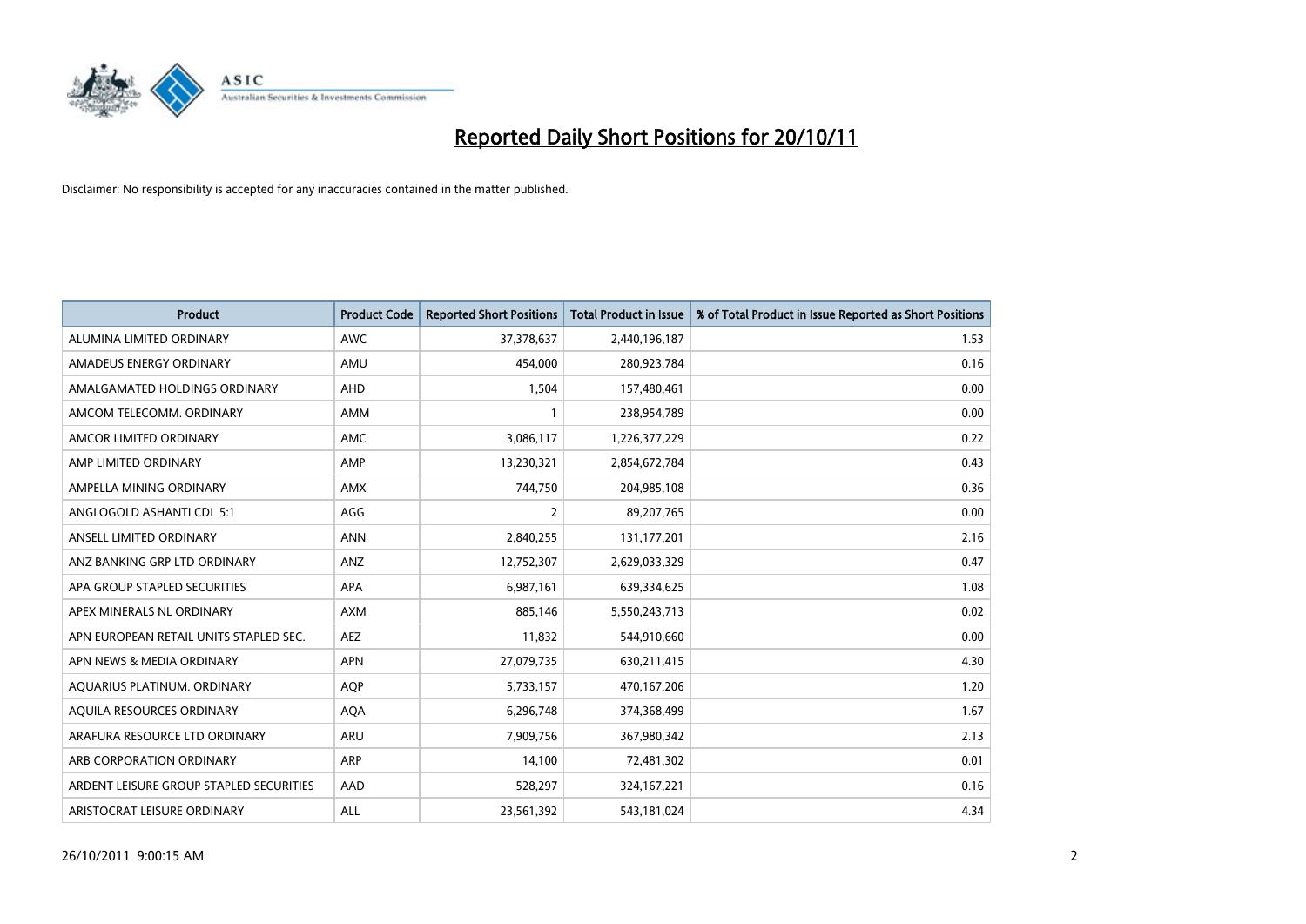# Reported Daily Short Positions for 20/10/11

Disclaimer: No responsibility is accepted for any inaccuracies contained in the matter published.

| Product | Product Code | Reported Short Positions | Total Product in Issue | % of Total Product in Issue Reported as Short Positions |
|---|---|---|---|---|
| ALUMINA LIMITED ORDINARY | AWC | 37,378,637 | 2,440,196,187 | 1.53 |
| AMADEUS ENERGY ORDINARY | AMU | 454,000 | 280,923,784 | 0.16 |
| AMALGAMATED HOLDINGS ORDINARY | AHD | 1,504 | 157,480,461 | 0.00 |
| AMCOM TELECOMM. ORDINARY | AMM | 1 | 238,954,789 | 0.00 |
| AMCOR LIMITED ORDINARY | AMC | 3,086,117 | 1,226,377,229 | 0.22 |
| AMP LIMITED ORDINARY | AMP | 13,230,321 | 2,854,672,784 | 0.43 |
| AMPELLA MINING ORDINARY | AMX | 744,750 | 204,985,108 | 0.36 |
| ANGLOGOLD ASHANTI CDI 5:1 | AGG | 2 | 89,207,765 | 0.00 |
| ANSELL LIMITED ORDINARY | ANN | 2,840,255 | 131,177,201 | 2.16 |
| ANZ BANKING GRP LTD ORDINARY | ANZ | 12,752,307 | 2,629,033,329 | 0.47 |
| APA GROUP STAPLED SECURITIES | APA | 6,987,161 | 639,334,625 | 1.08 |
| APEX MINERALS NL ORDINARY | AXM | 885,146 | 5,550,243,713 | 0.02 |
| APN EUROPEAN RETAIL UNITS STAPLED SEC. | AEZ | 11,832 | 544,910,660 | 0.00 |
| APN NEWS & MEDIA ORDINARY | APN | 27,079,735 | 630,211,415 | 4.30 |
| AQUARIUS PLATINUM. ORDINARY | AQP | 5,733,157 | 470,167,206 | 1.20 |
| AQUILA RESOURCES ORDINARY | AQA | 6,296,748 | 374,368,499 | 1.67 |
| ARAFURA RESOURCE LTD ORDINARY | ARU | 7,909,756 | 367,980,342 | 2.13 |
| ARB CORPORATION ORDINARY | ARP | 14,100 | 72,481,302 | 0.01 |
| ARDENT LEISURE GROUP STAPLED SECURITIES | AAD | 528,297 | 324,167,221 | 0.16 |
| ARISTOCRAT LEISURE ORDINARY | ALL | 23,561,392 | 543,181,024 | 4.34 |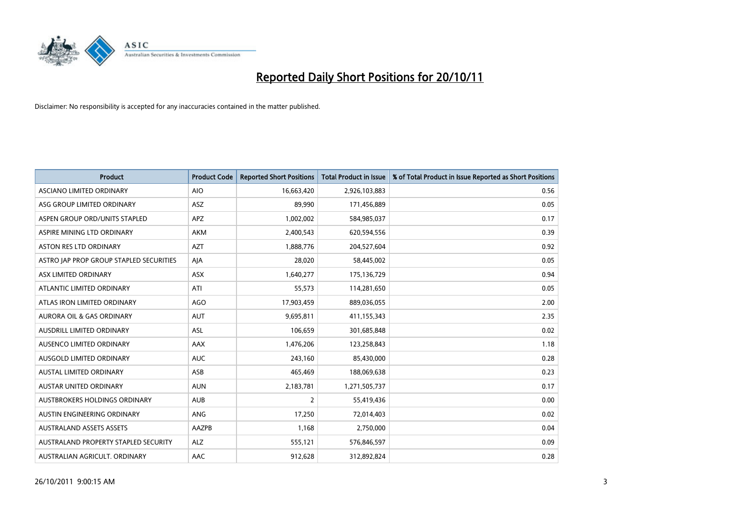# Reported Daily Short Positions for 20/10/11

Disclaimer: No responsibility is accepted for any inaccuracies contained in the matter published.

| Product | Product Code | Reported Short Positions | Total Product in Issue | % of Total Product in Issue Reported as Short Positions |
| --- | --- | --- | --- | --- |
| ASCIANO LIMITED ORDINARY | AIO | 16,663,420 | 2,926,103,883 | 0.56 |
| ASG GROUP LIMITED ORDINARY | ASZ | 89,990 | 171,456,889 | 0.05 |
| ASPEN GROUP ORD/UNITS STAPLED | APZ | 1,002,002 | 584,985,037 | 0.17 |
| ASPIRE MINING LTD ORDINARY | AKM | 2,400,543 | 620,594,556 | 0.39 |
| ASTON RES LTD ORDINARY | AZT | 1,888,776 | 204,527,604 | 0.92 |
| ASTRO JAP PROP GROUP STAPLED SECURITIES | AJA | 28,020 | 58,445,002 | 0.05 |
| ASX LIMITED ORDINARY | ASX | 1,640,277 | 175,136,729 | 0.94 |
| ATLANTIC LIMITED ORDINARY | ATI | 55,573 | 114,281,650 | 0.05 |
| ATLAS IRON LIMITED ORDINARY | AGO | 17,903,459 | 889,036,055 | 2.00 |
| AURORA OIL & GAS ORDINARY | AUT | 9,695,811 | 411,155,343 | 2.35 |
| AUSDRILL LIMITED ORDINARY | ASL | 106,659 | 301,685,848 | 0.02 |
| AUSENCO LIMITED ORDINARY | AAX | 1,476,206 | 123,258,843 | 1.18 |
| AUSGOLD LIMITED ORDINARY | AUC | 243,160 | 85,430,000 | 0.28 |
| AUSTAL LIMITED ORDINARY | ASB | 465,469 | 188,069,638 | 0.23 |
| AUSTAR UNITED ORDINARY | AUN | 2,183,781 | 1,271,505,737 | 0.17 |
| AUSTBROKERS HOLDINGS ORDINARY | AUB | 2 | 55,419,436 | 0.00 |
| AUSTIN ENGINEERING ORDINARY | ANG | 17,250 | 72,014,403 | 0.02 |
| AUSTRALAND ASSETS ASSETS | AAZPB | 1,168 | 2,750,000 | 0.04 |
| AUSTRALAND PROPERTY STAPLED SECURITY | ALZ | 555,121 | 576,846,597 | 0.09 |
| AUSTRALIAN AGRICULT. ORDINARY | AAC | 912,628 | 312,892,824 | 0.28 |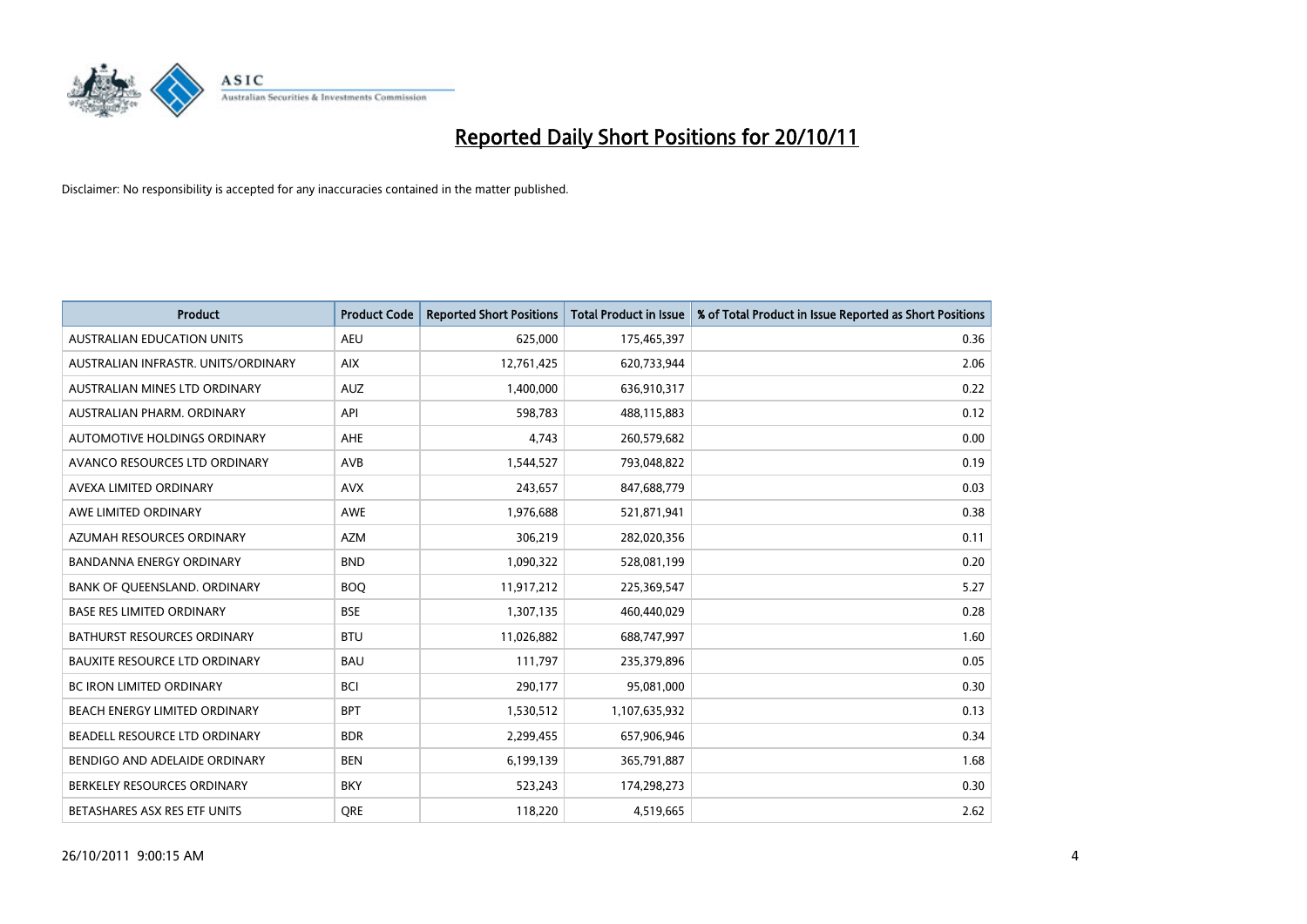# Reported Daily Short Positions for 20/10/11

Disclaimer: No responsibility is accepted for any inaccuracies contained in the matter published.

| Product | Product Code | Reported Short Positions | Total Product in Issue | % of Total Product in Issue Reported as Short Positions |
|---|---|---|---|---|
| AUSTRALIAN EDUCATION UNITS | AEU | 625,000 | 175,465,397 | 0.36 |
| AUSTRALIAN INFRASTR. UNITS/ORDINARY | AIX | 12,761,425 | 620,733,944 | 2.06 |
| AUSTRALIAN MINES LTD ORDINARY | AUZ | 1,400,000 | 636,910,317 | 0.22 |
| AUSTRALIAN PHARM. ORDINARY | API | 598,783 | 488,115,883 | 0.12 |
| AUTOMOTIVE HOLDINGS ORDINARY | AHE | 4,743 | 260,579,682 | 0.00 |
| AVANCO RESOURCES LTD ORDINARY | AVB | 1,544,527 | 793,048,822 | 0.19 |
| AVEXA LIMITED ORDINARY | AVX | 243,657 | 847,688,779 | 0.03 |
| AWE LIMITED ORDINARY | AWE | 1,976,688 | 521,871,941 | 0.38 |
| AZUMAH RESOURCES ORDINARY | AZM | 306,219 | 282,020,356 | 0.11 |
| BANDANNA ENERGY ORDINARY | BND | 1,090,322 | 528,081,199 | 0.20 |
| BANK OF QUEENSLAND. ORDINARY | BOQ | 11,917,212 | 225,369,547 | 5.27 |
| BASE RES LIMITED ORDINARY | BSE | 1,307,135 | 460,440,029 | 0.28 |
| BATHURST RESOURCES ORDINARY | BTU | 11,026,882 | 688,747,997 | 1.60 |
| BAUXITE RESOURCE LTD ORDINARY | BAU | 111,797 | 235,379,896 | 0.05 |
| BC IRON LIMITED ORDINARY | BCI | 290,177 | 95,081,000 | 0.30 |
| BEACH ENERGY LIMITED ORDINARY | BPT | 1,530,512 | 1,107,635,932 | 0.13 |
| BEADELL RESOURCE LTD ORDINARY | BDR | 2,299,455 | 657,906,946 | 0.34 |
| BENDIGO AND ADELAIDE ORDINARY | BEN | 6,199,139 | 365,791,887 | 1.68 |
| BERKELEY RESOURCES ORDINARY | BKY | 523,243 | 174,298,273 | 0.30 |
| BETASHARES ASX RES ETF UNITS | QRE | 118,220 | 4,519,665 | 2.62 |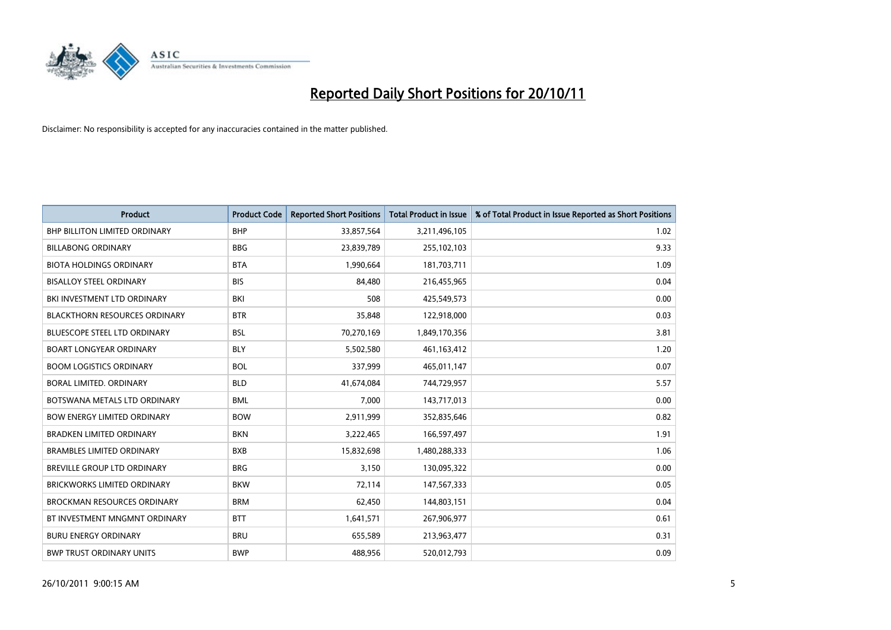# Reported Daily Short Positions for 20/10/11

Disclaimer: No responsibility is accepted for any inaccuracies contained in the matter published.

| Product | Product Code | Reported Short Positions | Total Product in Issue | % of Total Product in Issue Reported as Short Positions |
|---|---|---|---|---|
| BHP BILLITON LIMITED ORDINARY | BHP | 33,857,564 | 3,211,496,105 | 1.02 |
| BILLABONG ORDINARY | BBG | 23,839,789 | 255,102,103 | 9.33 |
| BIOTA HOLDINGS ORDINARY | BTA | 1,990,664 | 181,703,711 | 1.09 |
| BISALLOY STEEL ORDINARY | BIS | 84,480 | 216,455,965 | 0.04 |
| BKI INVESTMENT LTD ORDINARY | BKI | 508 | 425,549,573 | 0.00 |
| BLACKTHORN RESOURCES ORDINARY | BTR | 35,848 | 122,918,000 | 0.03 |
| BLUESCOPE STEEL LTD ORDINARY | BSL | 70,270,169 | 1,849,170,356 | 3.81 |
| BOART LONGYEAR ORDINARY | BLY | 5,502,580 | 461,163,412 | 1.20 |
| BOOM LOGISTICS ORDINARY | BOL | 337,999 | 465,011,147 | 0.07 |
| BORAL LIMITED. ORDINARY | BLD | 41,674,084 | 744,729,957 | 5.57 |
| BOTSWANA METALS LTD ORDINARY | BML | 7,000 | 143,717,013 | 0.00 |
| BOW ENERGY LIMITED ORDINARY | BOW | 2,911,999 | 352,835,646 | 0.82 |
| BRADKEN LIMITED ORDINARY | BKN | 3,222,465 | 166,597,497 | 1.91 |
| BRAMBLES LIMITED ORDINARY | BXB | 15,832,698 | 1,480,288,333 | 1.06 |
| BREVILLE GROUP LTD ORDINARY | BRG | 3,150 | 130,095,322 | 0.00 |
| BRICKWORKS LIMITED ORDINARY | BKW | 72,114 | 147,567,333 | 0.05 |
| BROCKMAN RESOURCES ORDINARY | BRM | 62,450 | 144,803,151 | 0.04 |
| BT INVESTMENT MNGMNT ORDINARY | BTT | 1,641,571 | 267,906,977 | 0.61 |
| BURU ENERGY ORDINARY | BRU | 655,589 | 213,963,477 | 0.31 |
| BWP TRUST ORDINARY UNITS | BWP | 488,956 | 520,012,793 | 0.09 |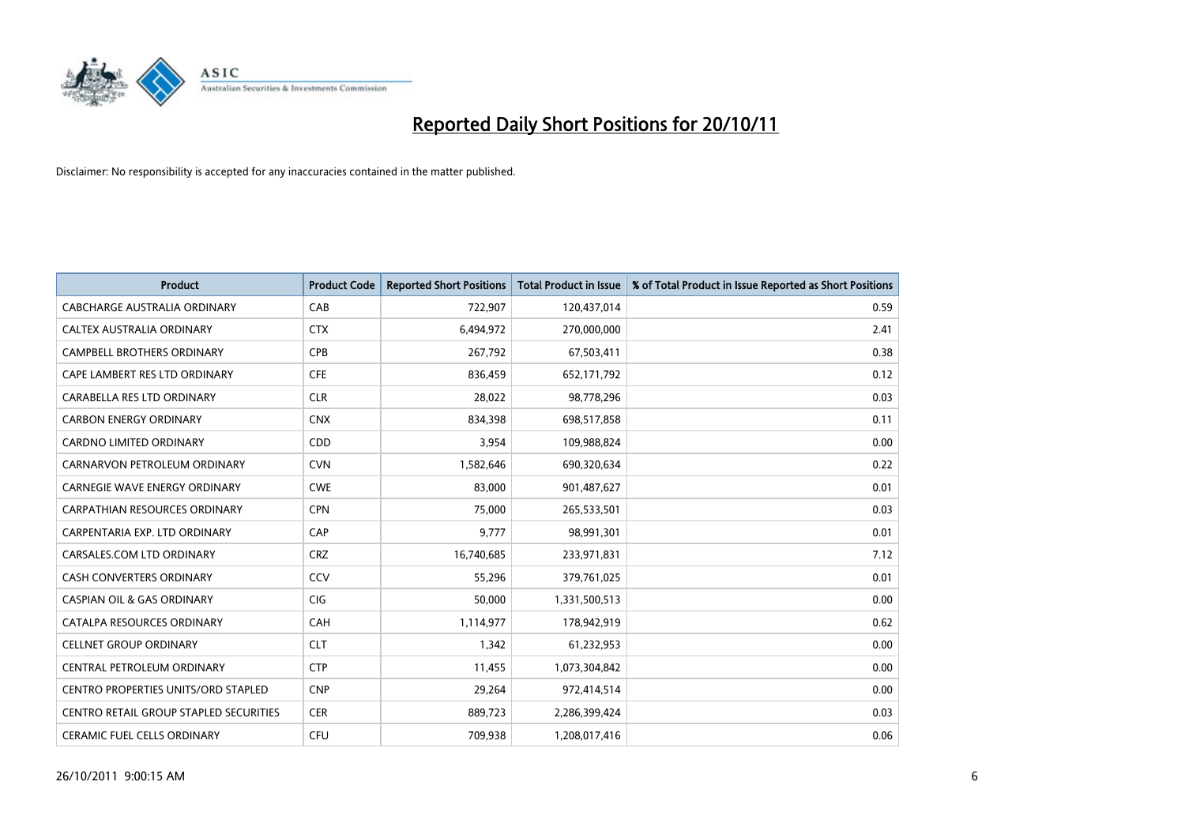# Reported Daily Short Positions for 20/10/11

Disclaimer: No responsibility is accepted for any inaccuracies contained in the matter published.

| Product | Product Code | Reported Short Positions | Total Product in Issue | % of Total Product in Issue Reported as Short Positions |
| --- | --- | --- | --- | --- |
| CABCHARGE AUSTRALIA ORDINARY | CAB | 722,907 | 120,437,014 | 0.59 |
| CALTEX AUSTRALIA ORDINARY | CTX | 6,494,972 | 270,000,000 | 2.41 |
| CAMPBELL BROTHERS ORDINARY | CPB | 267,792 | 67,503,411 | 0.38 |
| CAPE LAMBERT RES LTD ORDINARY | CFE | 836,459 | 652,171,792 | 0.12 |
| CARABELLA RES LTD ORDINARY | CLR | 28,022 | 98,778,296 | 0.03 |
| CARBON ENERGY ORDINARY | CNX | 834,398 | 698,517,858 | 0.11 |
| CARDNO LIMITED ORDINARY | CDD | 3,954 | 109,988,824 | 0.00 |
| CARNARVON PETROLEUM ORDINARY | CVN | 1,582,646 | 690,320,634 | 0.22 |
| CARNEGIE WAVE ENERGY ORDINARY | CWE | 83,000 | 901,487,627 | 0.01 |
| CARPATHIAN RESOURCES ORDINARY | CPN | 75,000 | 265,533,501 | 0.03 |
| CARPENTARIA EXP. LTD ORDINARY | CAP | 9,777 | 98,991,301 | 0.01 |
| CARSALES.COM LTD ORDINARY | CRZ | 16,740,685 | 233,971,831 | 7.12 |
| CASH CONVERTERS ORDINARY | CCV | 55,296 | 379,761,025 | 0.01 |
| CASPIAN OIL & GAS ORDINARY | CIG | 50,000 | 1,331,500,513 | 0.00 |
| CATALPA RESOURCES ORDINARY | CAH | 1,114,977 | 178,942,919 | 0.62 |
| CELLNET GROUP ORDINARY | CLT | 1,342 | 61,232,953 | 0.00 |
| CENTRAL PETROLEUM ORDINARY | CTP | 11,455 | 1,073,304,842 | 0.00 |
| CENTRO PROPERTIES UNITS/ORD STAPLED | CNP | 29,264 | 972,414,514 | 0.00 |
| CENTRO RETAIL GROUP STAPLED SECURITIES | CER | 889,723 | 2,286,399,424 | 0.03 |
| CERAMIC FUEL CELLS ORDINARY | CFU | 709,938 | 1,208,017,416 | 0.06 |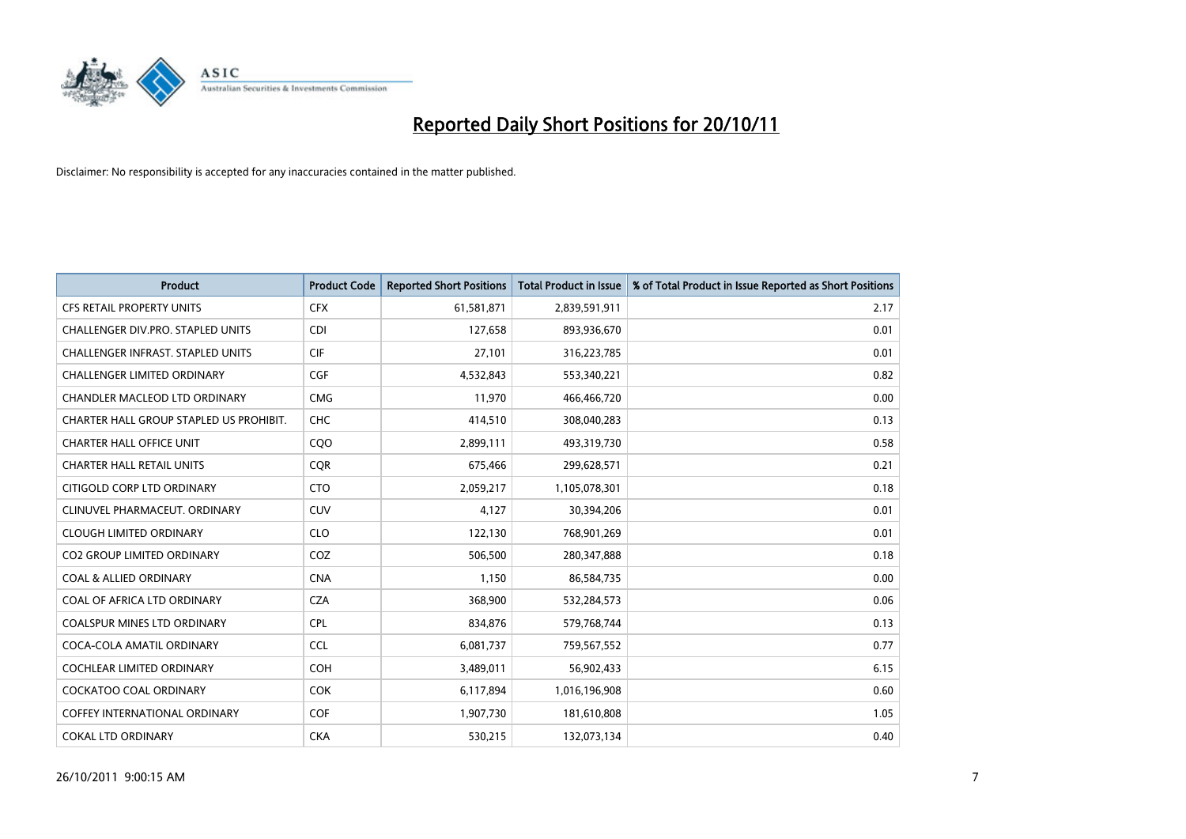# Reported Daily Short Positions for 20/10/11

Disclaimer: No responsibility is accepted for any inaccuracies contained in the matter published.

| Product | Product Code | Reported Short Positions | Total Product in Issue | % of Total Product in Issue Reported as Short Positions |
|---|---|---|---|---|
| CFS RETAIL PROPERTY UNITS | CFX | 61,581,871 | 2,839,591,911 | 2.17 |
| CHALLENGER DIV.PRO. STAPLED UNITS | CDI | 127,658 | 893,936,670 | 0.01 |
| CHALLENGER INFRAST. STAPLED UNITS | CIF | 27,101 | 316,223,785 | 0.01 |
| CHALLENGER LIMITED ORDINARY | CGF | 4,532,843 | 553,340,221 | 0.82 |
| CHANDLER MACLEOD LTD ORDINARY | CMG | 11,970 | 466,466,720 | 0.00 |
| CHARTER HALL GROUP STAPLED US PROHIBIT. | CHC | 414,510 | 308,040,283 | 0.13 |
| CHARTER HALL OFFICE UNIT | CQO | 2,899,111 | 493,319,730 | 0.58 |
| CHARTER HALL RETAIL UNITS | CQR | 675,466 | 299,628,571 | 0.21 |
| CITIGOLD CORP LTD ORDINARY | CTO | 2,059,217 | 1,105,078,301 | 0.18 |
| CLINUVEL PHARMACEUT. ORDINARY | CUV | 4,127 | 30,394,206 | 0.01 |
| CLOUGH LIMITED ORDINARY | CLO | 122,130 | 768,901,269 | 0.01 |
| CO2 GROUP LIMITED ORDINARY | COZ | 506,500 | 280,347,888 | 0.18 |
| COAL & ALLIED ORDINARY | CNA | 1,150 | 86,584,735 | 0.00 |
| COAL OF AFRICA LTD ORDINARY | CZA | 368,900 | 532,284,573 | 0.06 |
| COALSPUR MINES LTD ORDINARY | CPL | 834,876 | 579,768,744 | 0.13 |
| COCA-COLA AMATIL ORDINARY | CCL | 6,081,737 | 759,567,552 | 0.77 |
| COCHLEAR LIMITED ORDINARY | COH | 3,489,011 | 56,902,433 | 6.15 |
| COCKATOO COAL ORDINARY | COK | 6,117,894 | 1,016,196,908 | 0.60 |
| COFFEY INTERNATIONAL ORDINARY | COF | 1,907,730 | 181,610,808 | 1.05 |
| COKAL LTD ORDINARY | CKA | 530,215 | 132,073,134 | 0.40 |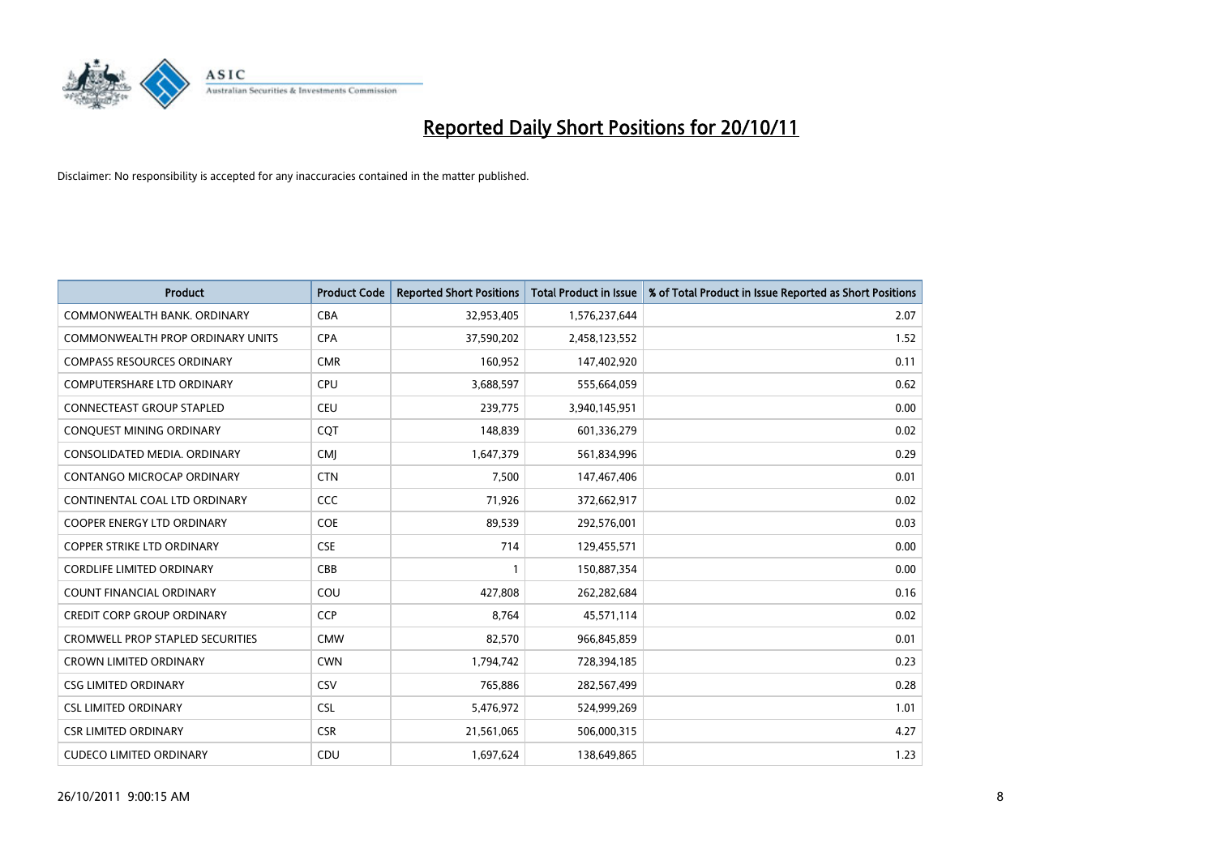# Reported Daily Short Positions for 20/10/11

Disclaimer: No responsibility is accepted for any inaccuracies contained in the matter published.

| Product | Product Code | Reported Short Positions | Total Product in Issue | % of Total Product in Issue Reported as Short Positions |
|---|---|---|---|---|
| COMMONWEALTH BANK. ORDINARY | CBA | 32,953,405 | 1,576,237,644 | 2.07 |
| COMMONWEALTH PROP ORDINARY UNITS | CPA | 37,590,202 | 2,458,123,552 | 1.52 |
| COMPASS RESOURCES ORDINARY | CMR | 160,952 | 147,402,920 | 0.11 |
| COMPUTERSHARE LTD ORDINARY | CPU | 3,688,597 | 555,664,059 | 0.62 |
| CONNECTEAST GROUP STAPLED | CEU | 239,775 | 3,940,145,951 | 0.00 |
| CONQUEST MINING ORDINARY | CQT | 148,839 | 601,336,279 | 0.02 |
| CONSOLIDATED MEDIA. ORDINARY | CMJ | 1,647,379 | 561,834,996 | 0.29 |
| CONTANGO MICROCAP ORDINARY | CTN | 7,500 | 147,467,406 | 0.01 |
| CONTINENTAL COAL LTD ORDINARY | CCC | 71,926 | 372,662,917 | 0.02 |
| COOPER ENERGY LTD ORDINARY | COE | 89,539 | 292,576,001 | 0.03 |
| COPPER STRIKE LTD ORDINARY | CSE | 714 | 129,455,571 | 0.00 |
| CORDLIFE LIMITED ORDINARY | CBB | 1 | 150,887,354 | 0.00 |
| COUNT FINANCIAL ORDINARY | COU | 427,808 | 262,282,684 | 0.16 |
| CREDIT CORP GROUP ORDINARY | CCP | 8,764 | 45,571,114 | 0.02 |
| CROMWELL PROP STAPLED SECURITIES | CMW | 82,570 | 966,845,859 | 0.01 |
| CROWN LIMITED ORDINARY | CWN | 1,794,742 | 728,394,185 | 0.23 |
| CSG LIMITED ORDINARY | CSV | 765,886 | 282,567,499 | 0.28 |
| CSL LIMITED ORDINARY | CSL | 5,476,972 | 524,999,269 | 1.01 |
| CSR LIMITED ORDINARY | CSR | 21,561,065 | 506,000,315 | 4.27 |
| CUDECO LIMITED ORDINARY | CDU | 1,697,624 | 138,649,865 | 1.23 |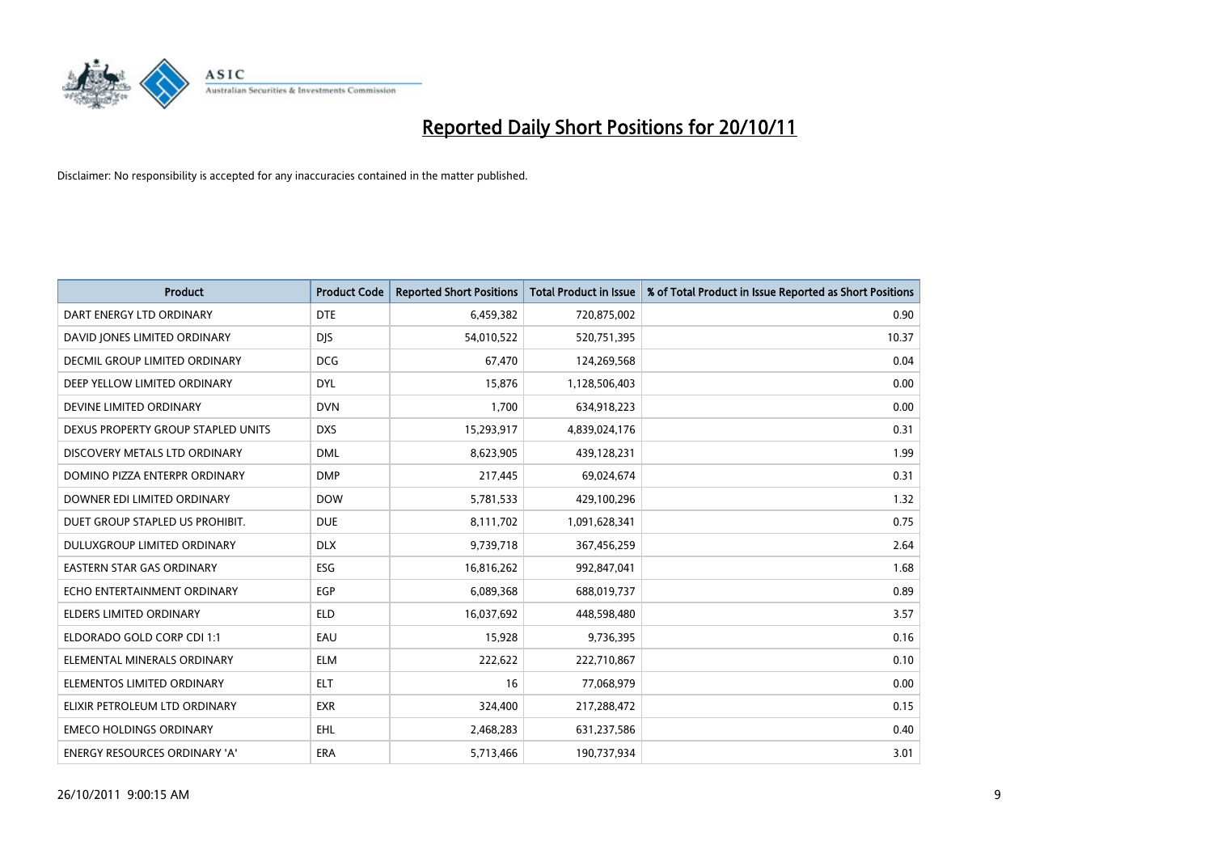# Reported Daily Short Positions for 20/10/11

Disclaimer: No responsibility is accepted for any inaccuracies contained in the matter published.

| Product | Product Code | Reported Short Positions | Total Product in Issue | % of Total Product in Issue Reported as Short Positions |
|---|---|---|---|---|
| DART ENERGY LTD ORDINARY | DTE | 6,459,382 | 720,875,002 | 0.90 |
| DAVID JONES LIMITED ORDINARY | DJS | 54,010,522 | 520,751,395 | 10.37 |
| DECMIL GROUP LIMITED ORDINARY | DCG | 67,470 | 124,269,568 | 0.04 |
| DEEP YELLOW LIMITED ORDINARY | DYL | 15,876 | 1,128,506,403 | 0.00 |
| DEVINE LIMITED ORDINARY | DVN | 1,700 | 634,918,223 | 0.00 |
| DEXUS PROPERTY GROUP STAPLED UNITS | DXS | 15,293,917 | 4,839,024,176 | 0.31 |
| DISCOVERY METALS LTD ORDINARY | DML | 8,623,905 | 439,128,231 | 1.99 |
| DOMINO PIZZA ENTERPR ORDINARY | DMP | 217,445 | 69,024,674 | 0.31 |
| DOWNER EDI LIMITED ORDINARY | DOW | 5,781,533 | 429,100,296 | 1.32 |
| DUET GROUP STAPLED US PROHIBIT. | DUE | 8,111,702 | 1,091,628,341 | 0.75 |
| DULUXGROUP LIMITED ORDINARY | DLX | 9,739,718 | 367,456,259 | 2.64 |
| EASTERN STAR GAS ORDINARY | ESG | 16,816,262 | 992,847,041 | 1.68 |
| ECHO ENTERTAINMENT ORDINARY | EGP | 6,089,368 | 688,019,737 | 0.89 |
| ELDERS LIMITED ORDINARY | ELD | 16,037,692 | 448,598,480 | 3.57 |
| ELDORADO GOLD CORP CDI 1:1 | EAU | 15,928 | 9,736,395 | 0.16 |
| ELEMENTAL MINERALS ORDINARY | ELM | 222,622 | 222,710,867 | 0.10 |
| ELEMENTOS LIMITED ORDINARY | ELT | 16 | 77,068,979 | 0.00 |
| ELIXIR PETROLEUM LTD ORDINARY | EXR | 324,400 | 217,288,472 | 0.15 |
| EMECO HOLDINGS ORDINARY | EHL | 2,468,283 | 631,237,586 | 0.40 |
| ENERGY RESOURCES ORDINARY 'A' | ERA | 5,713,466 | 190,737,934 | 3.01 |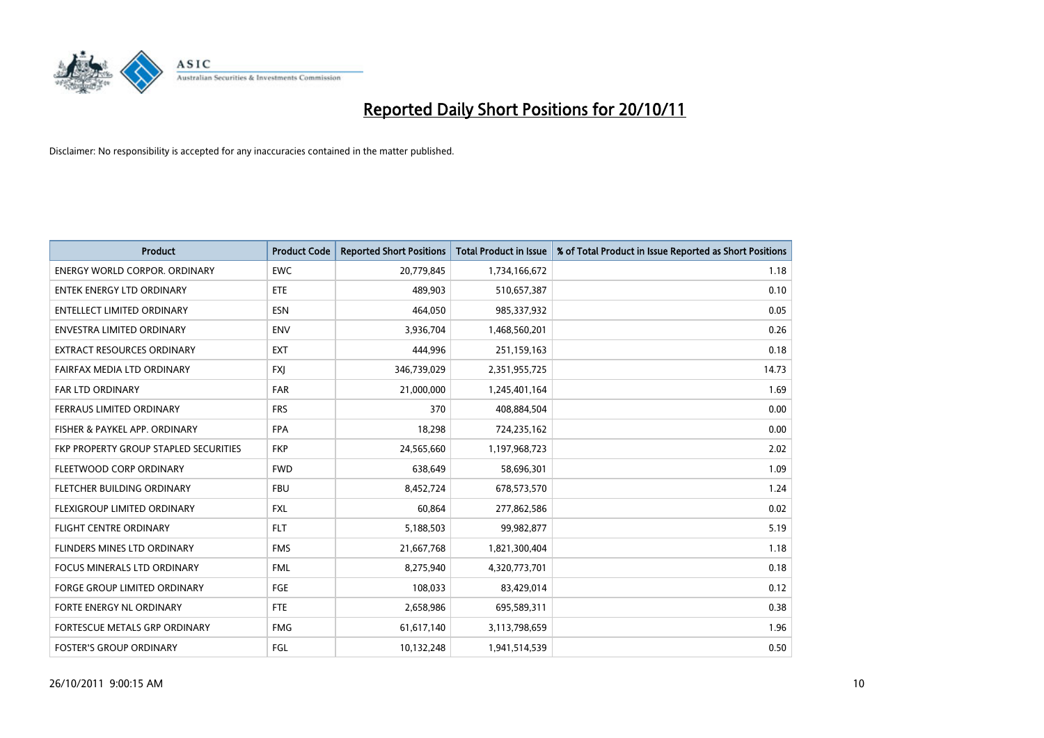# Reported Daily Short Positions for 20/10/11

Disclaimer: No responsibility is accepted for any inaccuracies contained in the matter published.

| Product | Product Code | Reported Short Positions | Total Product in Issue | % of Total Product in Issue Reported as Short Positions |
|---|---|---|---|---|
| ENERGY WORLD CORPOR. ORDINARY | EWC | 20,779,845 | 1,734,166,672 | 1.18 |
| ENTEK ENERGY LTD ORDINARY | ETE | 489,903 | 510,657,387 | 0.10 |
| ENTELLECT LIMITED ORDINARY | ESN | 464,050 | 985,337,932 | 0.05 |
| ENVESTRA LIMITED ORDINARY | ENV | 3,936,704 | 1,468,560,201 | 0.26 |
| EXTRACT RESOURCES ORDINARY | EXT | 444,996 | 251,159,163 | 0.18 |
| FAIRFAX MEDIA LTD ORDINARY | FXJ | 346,739,029 | 2,351,955,725 | 14.73 |
| FAR LTD ORDINARY | FAR | 21,000,000 | 1,245,401,164 | 1.69 |
| FERRAUS LIMITED ORDINARY | FRS | 370 | 408,884,504 | 0.00 |
| FISHER & PAYKEL APP. ORDINARY | FPA | 18,298 | 724,235,162 | 0.00 |
| FKP PROPERTY GROUP STAPLED SECURITIES | FKP | 24,565,660 | 1,197,968,723 | 2.02 |
| FLEETWOOD CORP ORDINARY | FWD | 638,649 | 58,696,301 | 1.09 |
| FLETCHER BUILDING ORDINARY | FBU | 8,452,724 | 678,573,570 | 1.24 |
| FLEXIGROUP LIMITED ORDINARY | FXL | 60,864 | 277,862,586 | 0.02 |
| FLIGHT CENTRE ORDINARY | FLT | 5,188,503 | 99,982,877 | 5.19 |
| FLINDERS MINES LTD ORDINARY | FMS | 21,667,768 | 1,821,300,404 | 1.18 |
| FOCUS MINERALS LTD ORDINARY | FML | 8,275,940 | 4,320,773,701 | 0.18 |
| FORGE GROUP LIMITED ORDINARY | FGE | 108,033 | 83,429,014 | 0.12 |
| FORTE ENERGY NL ORDINARY | FTE | 2,658,986 | 695,589,311 | 0.38 |
| FORTESCUE METALS GRP ORDINARY | FMG | 61,617,140 | 3,113,798,659 | 1.96 |
| FOSTER'S GROUP ORDINARY | FGL | 10,132,248 | 1,941,514,539 | 0.50 |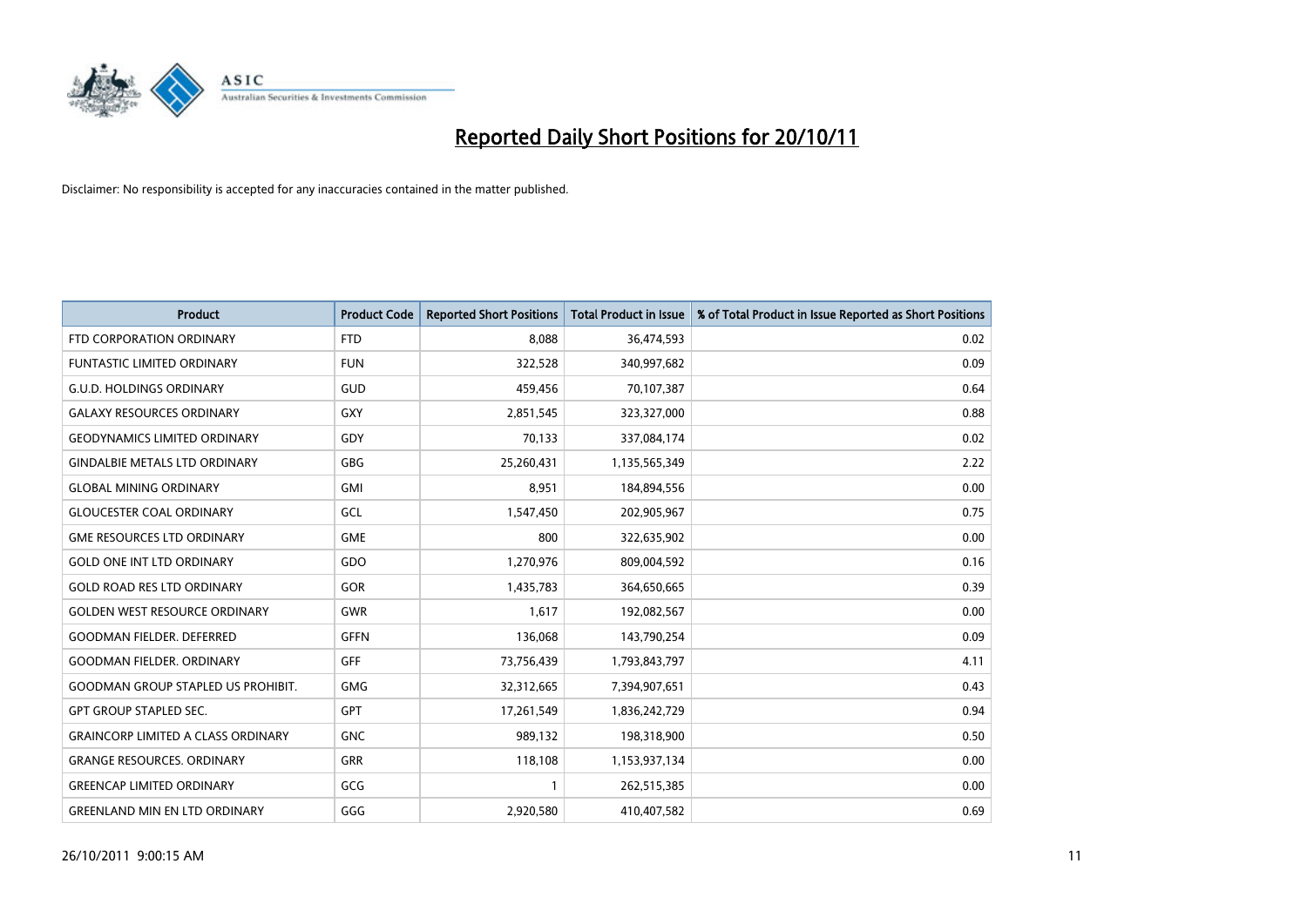# Reported Daily Short Positions for 20/10/11

Disclaimer: No responsibility is accepted for any inaccuracies contained in the matter published.

| Product | Product Code | Reported Short Positions | Total Product in Issue | % of Total Product in Issue Reported as Short Positions |
|---|---|---|---|---|
| FTD CORPORATION ORDINARY | FTD | 8,088 | 36,474,593 | 0.02 |
| FUNTASTIC LIMITED ORDINARY | FUN | 322,528 | 340,997,682 | 0.09 |
| G.U.D. HOLDINGS ORDINARY | GUD | 459,456 | 70,107,387 | 0.64 |
| GALAXY RESOURCES ORDINARY | GXY | 2,851,545 | 323,327,000 | 0.88 |
| GEODYNAMICS LIMITED ORDINARY | GDY | 70,133 | 337,084,174 | 0.02 |
| GINDALBIE METALS LTD ORDINARY | GBG | 25,260,431 | 1,135,565,349 | 2.22 |
| GLOBAL MINING ORDINARY | GMI | 8,951 | 184,894,556 | 0.00 |
| GLOUCESTER COAL ORDINARY | GCL | 1,547,450 | 202,905,967 | 0.75 |
| GME RESOURCES LTD ORDINARY | GME | 800 | 322,635,902 | 0.00 |
| GOLD ONE INT LTD ORDINARY | GDO | 1,270,976 | 809,004,592 | 0.16 |
| GOLD ROAD RES LTD ORDINARY | GOR | 1,435,783 | 364,650,665 | 0.39 |
| GOLDEN WEST RESOURCE ORDINARY | GWR | 1,617 | 192,082,567 | 0.00 |
| GOODMAN FIELDER. DEFERRED | GFFN | 136,068 | 143,790,254 | 0.09 |
| GOODMAN FIELDER. ORDINARY | GFF | 73,756,439 | 1,793,843,797 | 4.11 |
| GOODMAN GROUP STAPLED US PROHIBIT. | GMG | 32,312,665 | 7,394,907,651 | 0.43 |
| GPT GROUP STAPLED SEC. | GPT | 17,261,549 | 1,836,242,729 | 0.94 |
| GRAINCORP LIMITED A CLASS ORDINARY | GNC | 989,132 | 198,318,900 | 0.50 |
| GRANGE RESOURCES. ORDINARY | GRR | 118,108 | 1,153,937,134 | 0.00 |
| GREENCAP LIMITED ORDINARY | GCG | 1 | 262,515,385 | 0.00 |
| GREENLAND MIN EN LTD ORDINARY | GGG | 2,920,580 | 410,407,582 | 0.69 |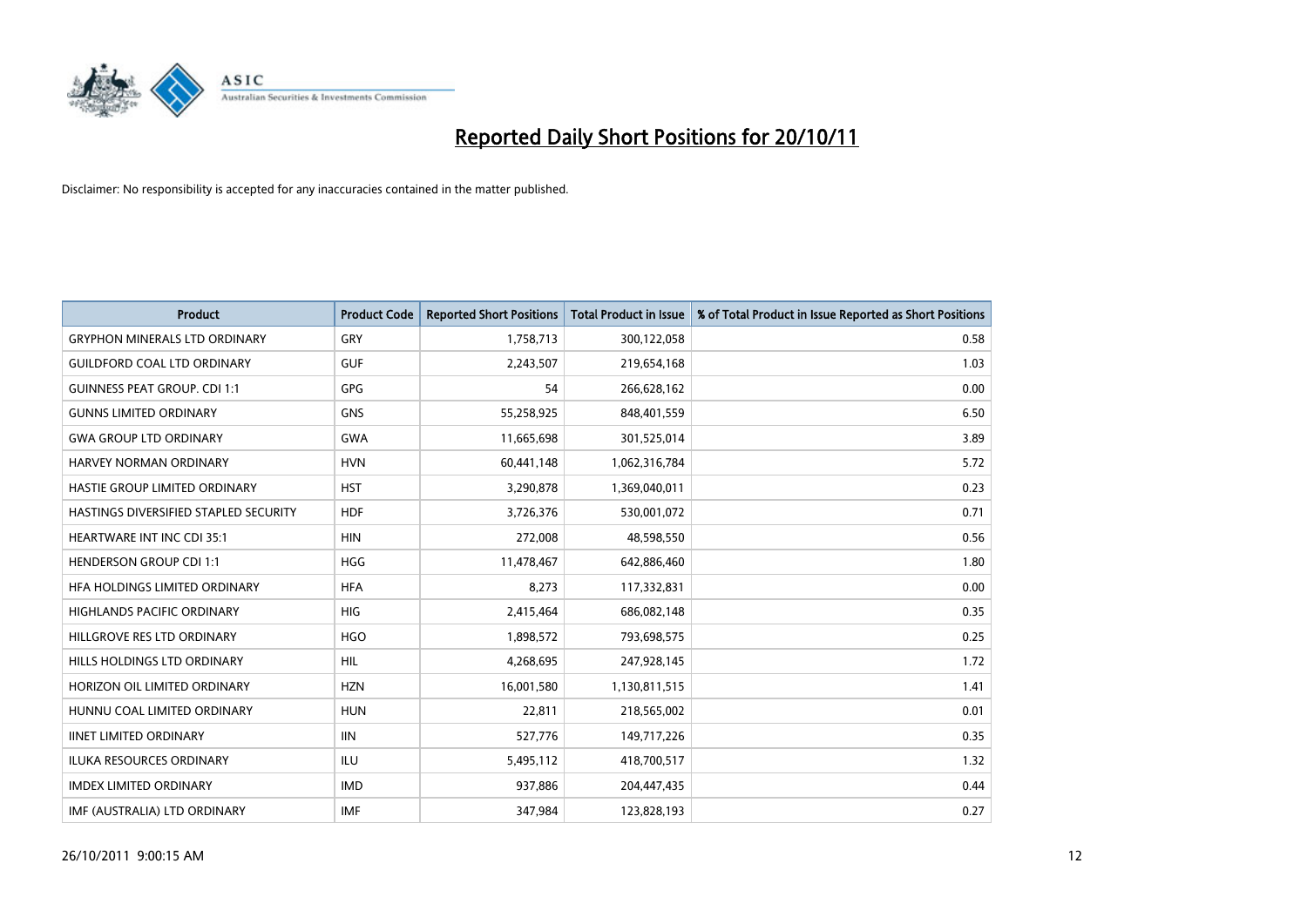# Reported Daily Short Positions for 20/10/11

Disclaimer: No responsibility is accepted for any inaccuracies contained in the matter published.

| Product | Product Code | Reported Short Positions | Total Product in Issue | % of Total Product in Issue Reported as Short Positions |
|---|---|---|---|---|
| GRYPHON MINERALS LTD ORDINARY | GRY | 1,758,713 | 300,122,058 | 0.58 |
| GUILDFORD COAL LTD ORDINARY | GUF | 2,243,507 | 219,654,168 | 1.03 |
| GUINNESS PEAT GROUP. CDI 1:1 | GPG | 54 | 266,628,162 | 0.00 |
| GUNNS LIMITED ORDINARY | GNS | 55,258,925 | 848,401,559 | 6.50 |
| GWA GROUP LTD ORDINARY | GWA | 11,665,698 | 301,525,014 | 3.89 |
| HARVEY NORMAN ORDINARY | HVN | 60,441,148 | 1,062,316,784 | 5.72 |
| HASTIE GROUP LIMITED ORDINARY | HST | 3,290,878 | 1,369,040,011 | 0.23 |
| HASTINGS DIVERSIFIED STAPLED SECURITY | HDF | 3,726,376 | 530,001,072 | 0.71 |
| HEARTWARE INT INC CDI 35:1 | HIN | 272,008 | 48,598,550 | 0.56 |
| HENDERSON GROUP CDI 1:1 | HGG | 11,478,467 | 642,886,460 | 1.80 |
| HFA HOLDINGS LIMITED ORDINARY | HFA | 8,273 | 117,332,831 | 0.00 |
| HIGHLANDS PACIFIC ORDINARY | HIG | 2,415,464 | 686,082,148 | 0.35 |
| HILLGROVE RES LTD ORDINARY | HGO | 1,898,572 | 793,698,575 | 0.25 |
| HILLS HOLDINGS LTD ORDINARY | HIL | 4,268,695 | 247,928,145 | 1.72 |
| HORIZON OIL LIMITED ORDINARY | HZN | 16,001,580 | 1,130,811,515 | 1.41 |
| HUNNU COAL LIMITED ORDINARY | HUN | 22,811 | 218,565,002 | 0.01 |
| IINET LIMITED ORDINARY | IIN | 527,776 | 149,717,226 | 0.35 |
| ILUKA RESOURCES ORDINARY | ILU | 5,495,112 | 418,700,517 | 1.32 |
| IMDEX LIMITED ORDINARY | IMD | 937,886 | 204,447,435 | 0.44 |
| IMF (AUSTRALIA) LTD ORDINARY | IMF | 347,984 | 123,828,193 | 0.27 |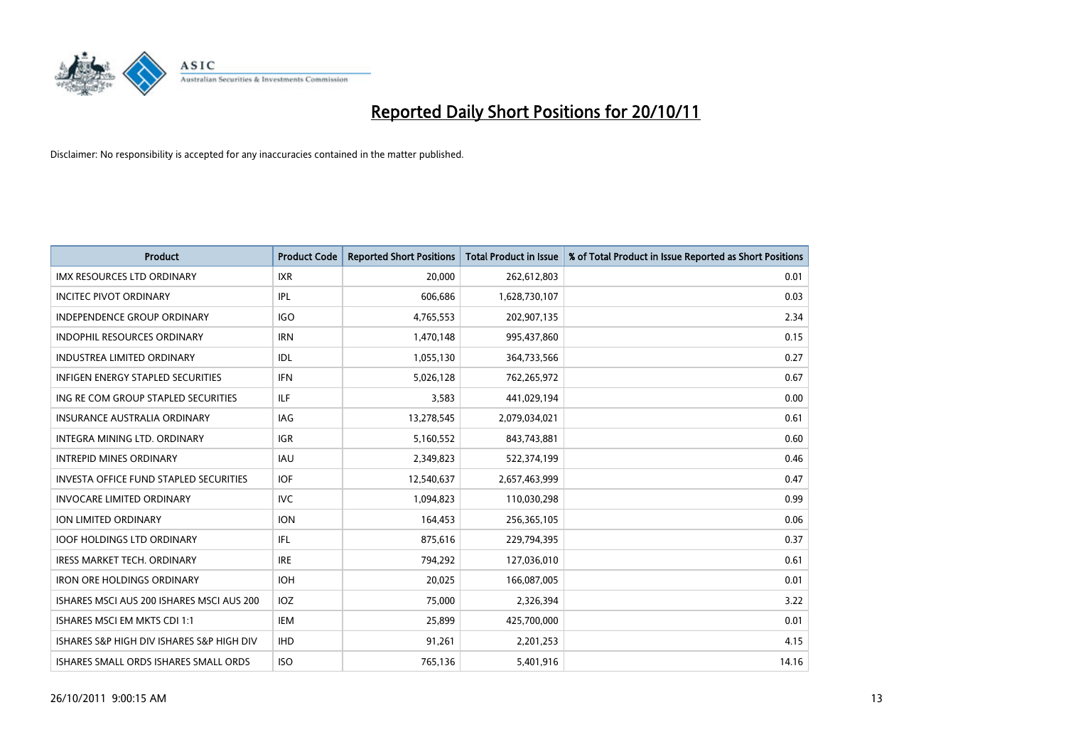# Reported Daily Short Positions for 20/10/11

Disclaimer: No responsibility is accepted for any inaccuracies contained in the matter published.

| Product | Product Code | Reported Short Positions | Total Product in Issue | % of Total Product in Issue Reported as Short Positions |
|---|---|---|---|---|
| IMX RESOURCES LTD ORDINARY | IXR | 20,000 | 262,612,803 | 0.01 |
| INCITEC PIVOT ORDINARY | IPL | 606,686 | 1,628,730,107 | 0.03 |
| INDEPENDENCE GROUP ORDINARY | IGO | 4,765,553 | 202,907,135 | 2.34 |
| INDOPHIL RESOURCES ORDINARY | IRN | 1,470,148 | 995,437,860 | 0.15 |
| INDUSTREA LIMITED ORDINARY | IDL | 1,055,130 | 364,733,566 | 0.27 |
| INFIGEN ENERGY STAPLED SECURITIES | IFN | 5,026,128 | 762,265,972 | 0.67 |
| ING RE COM GROUP STAPLED SECURITIES | ILF | 3,583 | 441,029,194 | 0.00 |
| INSURANCE AUSTRALIA ORDINARY | IAG | 13,278,545 | 2,079,034,021 | 0.61 |
| INTEGRA MINING LTD. ORDINARY | IGR | 5,160,552 | 843,743,881 | 0.60 |
| INTREPID MINES ORDINARY | IAU | 2,349,823 | 522,374,199 | 0.46 |
| INVESTA OFFICE FUND STAPLED SECURITIES | IOF | 12,540,637 | 2,657,463,999 | 0.47 |
| INVOCARE LIMITED ORDINARY | IVC | 1,094,823 | 110,030,298 | 0.99 |
| ION LIMITED ORDINARY | ION | 164,453 | 256,365,105 | 0.06 |
| IOOF HOLDINGS LTD ORDINARY | IFL | 875,616 | 229,794,395 | 0.37 |
| IRESS MARKET TECH. ORDINARY | IRE | 794,292 | 127,036,010 | 0.61 |
| IRON ORE HOLDINGS ORDINARY | IOH | 20,025 | 166,087,005 | 0.01 |
| ISHARES MSCI AUS 200 ISHARES MSCI AUS 200 | IOZ | 75,000 | 2,326,394 | 3.22 |
| ISHARES MSCI EM MKTS CDI 1:1 | IEM | 25,899 | 425,700,000 | 0.01 |
| ISHARES S&P HIGH DIV ISHARES S&P HIGH DIV | IHD | 91,261 | 2,201,253 | 4.15 |
| ISHARES SMALL ORDS ISHARES SMALL ORDS | ISO | 765,136 | 5,401,916 | 14.16 |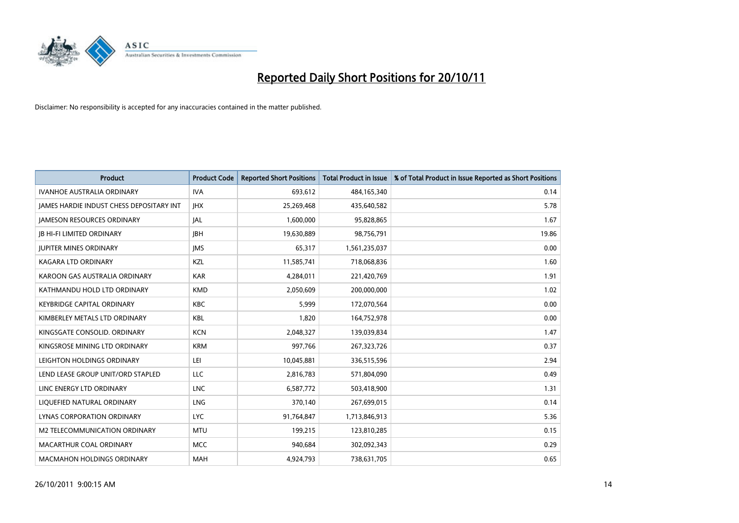# Reported Daily Short Positions for 20/10/11

Disclaimer: No responsibility is accepted for any inaccuracies contained in the matter published.

| Product | Product Code | Reported Short Positions | Total Product in Issue | % of Total Product in Issue Reported as Short Positions |
|---|---|---|---|---|
| IVANHOE AUSTRALIA ORDINARY | IVA | 693,612 | 484,165,340 | 0.14 |
| JAMES HARDIE INDUST CHESS DEPOSITARY INT | JHX | 25,269,468 | 435,640,582 | 5.78 |
| JAMESON RESOURCES ORDINARY | JAL | 1,600,000 | 95,828,865 | 1.67 |
| JB HI-FI LIMITED ORDINARY | JBH | 19,630,889 | 98,756,791 | 19.86 |
| JUPITER MINES ORDINARY | JMS | 65,317 | 1,561,235,037 | 0.00 |
| KAGARA LTD ORDINARY | KZL | 11,585,741 | 718,068,836 | 1.60 |
| KAROON GAS AUSTRALIA ORDINARY | KAR | 4,284,011 | 221,420,769 | 1.91 |
| KATHMANDU HOLD LTD ORDINARY | KMD | 2,050,609 | 200,000,000 | 1.02 |
| KEYBRIDGE CAPITAL ORDINARY | KBC | 5,999 | 172,070,564 | 0.00 |
| KIMBERLEY METALS LTD ORDINARY | KBL | 1,820 | 164,752,978 | 0.00 |
| KINGSGATE CONSOLID. ORDINARY | KCN | 2,048,327 | 139,039,834 | 1.47 |
| KINGSROSE MINING LTD ORDINARY | KRM | 997,766 | 267,323,726 | 0.37 |
| LEIGHTON HOLDINGS ORDINARY | LEI | 10,045,881 | 336,515,596 | 2.94 |
| LEND LEASE GROUP UNIT/ORD STAPLED | LLC | 2,816,783 | 571,804,090 | 0.49 |
| LINC ENERGY LTD ORDINARY | LNC | 6,587,772 | 503,418,900 | 1.31 |
| LIQUEFIED NATURAL ORDINARY | LNG | 370,140 | 267,699,015 | 0.14 |
| LYNAS CORPORATION ORDINARY | LYC | 91,764,847 | 1,713,846,913 | 5.36 |
| M2 TELECOMMUNICATION ORDINARY | MTU | 199,215 | 123,810,285 | 0.15 |
| MACARTHUR COAL ORDINARY | MCC | 940,684 | 302,092,343 | 0.29 |
| MACMAHON HOLDINGS ORDINARY | MAH | 4,924,793 | 738,631,705 | 0.65 |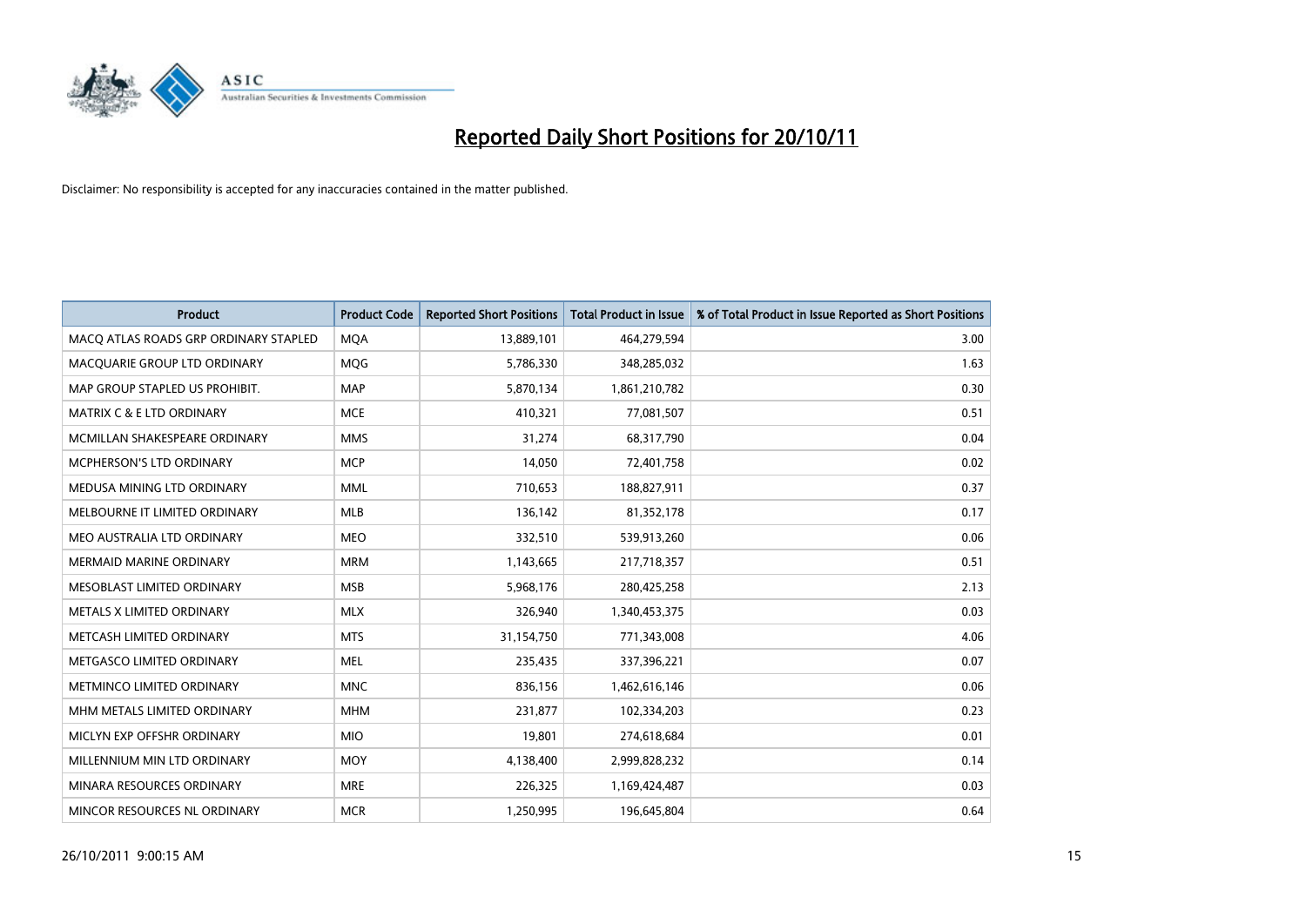# Reported Daily Short Positions for 20/10/11

Disclaimer: No responsibility is accepted for any inaccuracies contained in the matter published.

| Product | Product Code | Reported Short Positions | Total Product in Issue | % of Total Product in Issue Reported as Short Positions |
| --- | --- | --- | --- | --- |
| MACQ ATLAS ROADS GRP ORDINARY STAPLED | MQA | 13,889,101 | 464,279,594 | 3.00 |
| MACQUARIE GROUP LTD ORDINARY | MQG | 5,786,330 | 348,285,032 | 1.63 |
| MAP GROUP STAPLED US PROHIBIT. | MAP | 5,870,134 | 1,861,210,782 | 0.30 |
| MATRIX C & E LTD ORDINARY | MCE | 410,321 | 77,081,507 | 0.51 |
| MCMILLAN SHAKESPEARE ORDINARY | MMS | 31,274 | 68,317,790 | 0.04 |
| MCPHERSON'S LTD ORDINARY | MCP | 14,050 | 72,401,758 | 0.02 |
| MEDUSA MINING LTD ORDINARY | MML | 710,653 | 188,827,911 | 0.37 |
| MELBOURNE IT LIMITED ORDINARY | MLB | 136,142 | 81,352,178 | 0.17 |
| MEO AUSTRALIA LTD ORDINARY | MEO | 332,510 | 539,913,260 | 0.06 |
| MERMAID MARINE ORDINARY | MRM | 1,143,665 | 217,718,357 | 0.51 |
| MESOBLAST LIMITED ORDINARY | MSB | 5,968,176 | 280,425,258 | 2.13 |
| METALS X LIMITED ORDINARY | MLX | 326,940 | 1,340,453,375 | 0.03 |
| METCASH LIMITED ORDINARY | MTS | 31,154,750 | 771,343,008 | 4.06 |
| METGASCO LIMITED ORDINARY | MEL | 235,435 | 337,396,221 | 0.07 |
| METMINCO LIMITED ORDINARY | MNC | 836,156 | 1,462,616,146 | 0.06 |
| MHM METALS LIMITED ORDINARY | MHM | 231,877 | 102,334,203 | 0.23 |
| MICLYN EXP OFFSHR ORDINARY | MIO | 19,801 | 274,618,684 | 0.01 |
| MILLENNIUM MIN LTD ORDINARY | MOY | 4,138,400 | 2,999,828,232 | 0.14 |
| MINARA RESOURCES ORDINARY | MRE | 226,325 | 1,169,424,487 | 0.03 |
| MINCOR RESOURCES NL ORDINARY | MCR | 1,250,995 | 196,645,804 | 0.64 |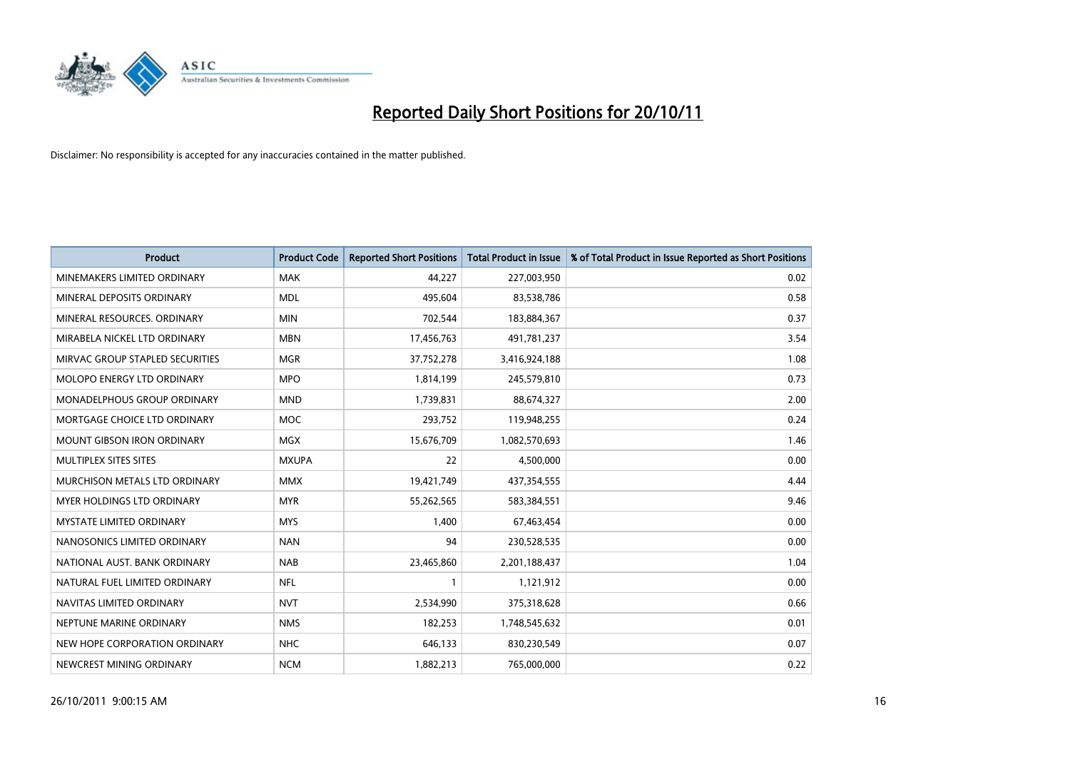# Reported Daily Short Positions for 20/10/11

Disclaimer: No responsibility is accepted for any inaccuracies contained in the matter published.

| Product | Product Code | Reported Short Positions | Total Product in Issue | % of Total Product in Issue Reported as Short Positions |
|---|---|---|---|---|
| MINEMAKERS LIMITED ORDINARY | MAK | 44,227 | 227,003,950 | 0.02 |
| MINERAL DEPOSITS ORDINARY | MDL | 495,604 | 83,538,786 | 0.58 |
| MINERAL RESOURCES. ORDINARY | MIN | 702,544 | 183,884,367 | 0.37 |
| MIRABELA NICKEL LTD ORDINARY | MBN | 17,456,763 | 491,781,237 | 3.54 |
| MIRVAC GROUP STAPLED SECURITIES | MGR | 37,752,278 | 3,416,924,188 | 1.08 |
| MOLOPO ENERGY LTD ORDINARY | MPO | 1,814,199 | 245,579,810 | 0.73 |
| MONADELPHOUS GROUP ORDINARY | MND | 1,739,831 | 88,674,327 | 2.00 |
| MORTGAGE CHOICE LTD ORDINARY | MOC | 293,752 | 119,948,255 | 0.24 |
| MOUNT GIBSON IRON ORDINARY | MGX | 15,676,709 | 1,082,570,693 | 1.46 |
| MULTIPLEX SITES SITES | MXUPA | 22 | 4,500,000 | 0.00 |
| MURCHISON METALS LTD ORDINARY | MMX | 19,421,749 | 437,354,555 | 4.44 |
| MYER HOLDINGS LTD ORDINARY | MYR | 55,262,565 | 583,384,551 | 9.46 |
| MYSTATE LIMITED ORDINARY | MYS | 1,400 | 67,463,454 | 0.00 |
| NANOSONICS LIMITED ORDINARY | NAN | 94 | 230,528,535 | 0.00 |
| NATIONAL AUST. BANK ORDINARY | NAB | 23,465,860 | 2,201,188,437 | 1.04 |
| NATURAL FUEL LIMITED ORDINARY | NFL | 1 | 1,121,912 | 0.00 |
| NAVITAS LIMITED ORDINARY | NVT | 2,534,990 | 375,318,628 | 0.66 |
| NEPTUNE MARINE ORDINARY | NMS | 182,253 | 1,748,545,632 | 0.01 |
| NEW HOPE CORPORATION ORDINARY | NHC | 646,133 | 830,230,549 | 0.07 |
| NEWCREST MINING ORDINARY | NCM | 1,882,213 | 765,000,000 | 0.22 |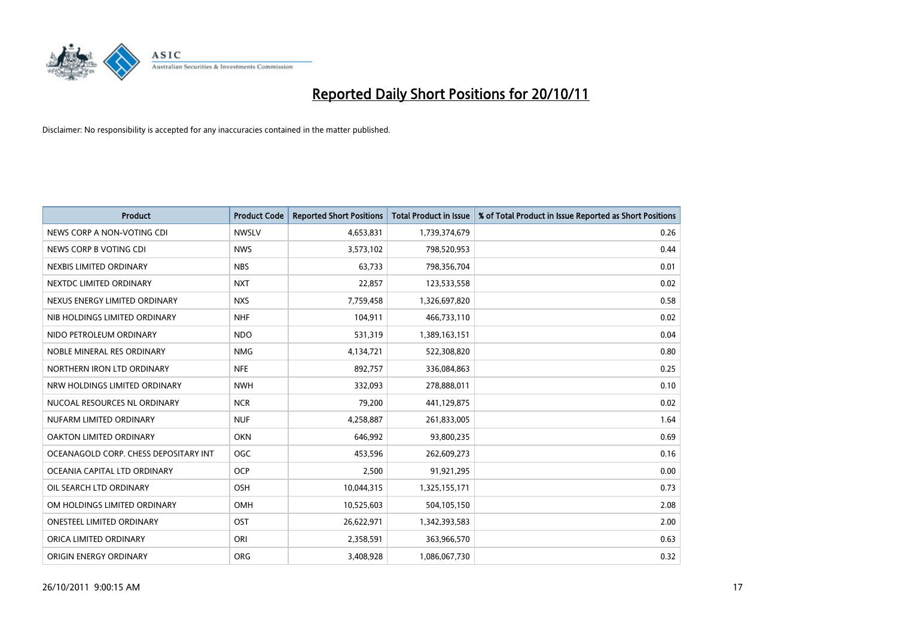# Reported Daily Short Positions for 20/10/11

Disclaimer: No responsibility is accepted for any inaccuracies contained in the matter published.

| Product | Product Code | Reported Short Positions | Total Product in Issue | % of Total Product in Issue Reported as Short Positions |
|---|---|---|---|---|
| NEWS CORP A NON-VOTING CDI | NWSLV | 4,653,831 | 1,739,374,679 | 0.26 |
| NEWS CORP B VOTING CDI | NWS | 3,573,102 | 798,520,953 | 0.44 |
| NEXBIS LIMITED ORDINARY | NBS | 63,733 | 798,356,704 | 0.01 |
| NEXTDC LIMITED ORDINARY | NXT | 22,857 | 123,533,558 | 0.02 |
| NEXUS ENERGY LIMITED ORDINARY | NXS | 7,759,458 | 1,326,697,820 | 0.58 |
| NIB HOLDINGS LIMITED ORDINARY | NHF | 104,911 | 466,733,110 | 0.02 |
| NIDO PETROLEUM ORDINARY | NDO | 531,319 | 1,389,163,151 | 0.04 |
| NOBLE MINERAL RES ORDINARY | NMG | 4,134,721 | 522,308,820 | 0.80 |
| NORTHERN IRON LTD ORDINARY | NFE | 892,757 | 336,084,863 | 0.25 |
| NRW HOLDINGS LIMITED ORDINARY | NWH | 332,093 | 278,888,011 | 0.10 |
| NUCOAL RESOURCES NL ORDINARY | NCR | 79,200 | 441,129,875 | 0.02 |
| NUFARM LIMITED ORDINARY | NUF | 4,258,887 | 261,833,005 | 1.64 |
| OAKTON LIMITED ORDINARY | OKN | 646,992 | 93,800,235 | 0.69 |
| OCEANAGOLD CORP. CHESS DEPOSITARY INT | OGC | 453,596 | 262,609,273 | 0.16 |
| OCEANIA CAPITAL LTD ORDINARY | OCP | 2,500 | 91,921,295 | 0.00 |
| OIL SEARCH LTD ORDINARY | OSH | 10,044,315 | 1,325,155,171 | 0.73 |
| OM HOLDINGS LIMITED ORDINARY | OMH | 10,525,603 | 504,105,150 | 2.08 |
| ONESTEEL LIMITED ORDINARY | OST | 26,622,971 | 1,342,393,583 | 2.00 |
| ORICA LIMITED ORDINARY | ORI | 2,358,591 | 363,966,570 | 0.63 |
| ORIGIN ENERGY ORDINARY | ORG | 3,408,928 | 1,086,067,730 | 0.32 |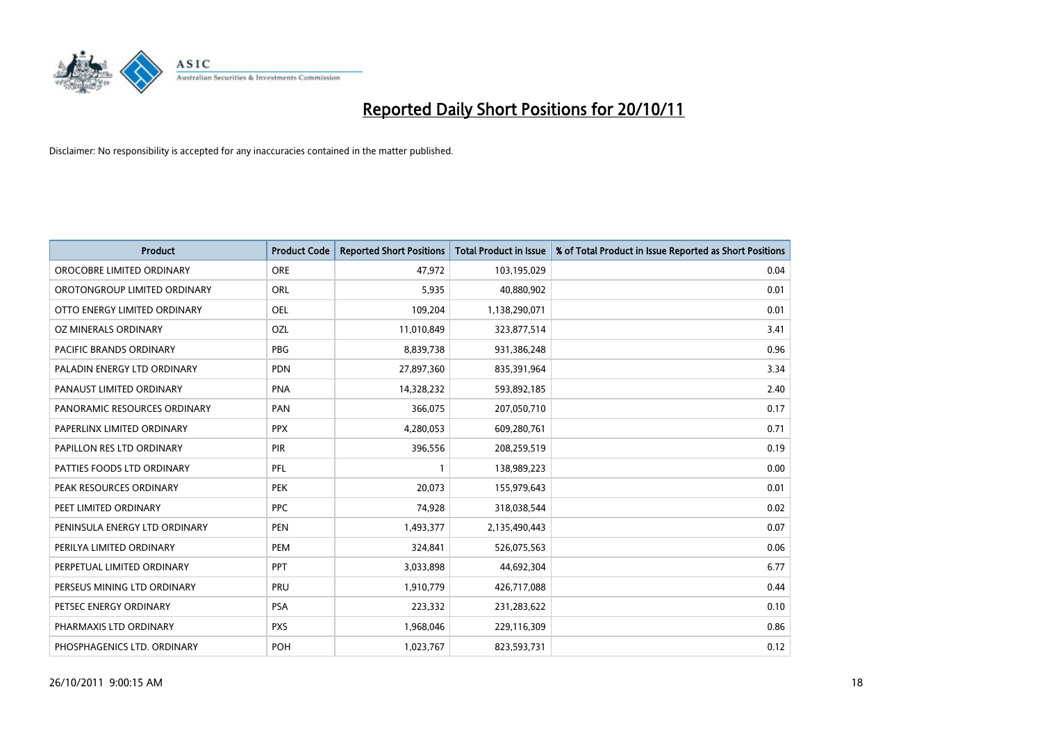# Reported Daily Short Positions for 20/10/11

Disclaimer: No responsibility is accepted for any inaccuracies contained in the matter published.

| Product | Product Code | Reported Short Positions | Total Product in Issue | % of Total Product in Issue Reported as Short Positions |
| --- | --- | --- | --- | --- |
| OROCOBRE LIMITED ORDINARY | ORE | 47,972 | 103,195,029 | 0.04 |
| OROTONGROUP LIMITED ORDINARY | ORL | 5,935 | 40,880,902 | 0.01 |
| OTTO ENERGY LIMITED ORDINARY | OEL | 109,204 | 1,138,290,071 | 0.01 |
| OZ MINERALS ORDINARY | OZL | 11,010,849 | 323,877,514 | 3.41 |
| PACIFIC BRANDS ORDINARY | PBG | 8,839,738 | 931,386,248 | 0.96 |
| PALADIN ENERGY LTD ORDINARY | PDN | 27,897,360 | 835,391,964 | 3.34 |
| PANAUST LIMITED ORDINARY | PNA | 14,328,232 | 593,892,185 | 2.40 |
| PANORAMIC RESOURCES ORDINARY | PAN | 366,075 | 207,050,710 | 0.17 |
| PAPERLINX LIMITED ORDINARY | PPX | 4,280,053 | 609,280,761 | 0.71 |
| PAPILLON RES LTD ORDINARY | PIR | 396,556 | 208,259,519 | 0.19 |
| PATTIES FOODS LTD ORDINARY | PFL | 1 | 138,989,223 | 0.00 |
| PEAK RESOURCES ORDINARY | PEK | 20,073 | 155,979,643 | 0.01 |
| PEET LIMITED ORDINARY | PPC | 74,928 | 318,038,544 | 0.02 |
| PENINSULA ENERGY LTD ORDINARY | PEN | 1,493,377 | 2,135,490,443 | 0.07 |
| PERILYA LIMITED ORDINARY | PEM | 324,841 | 526,075,563 | 0.06 |
| PERPETUAL LIMITED ORDINARY | PPT | 3,033,898 | 44,692,304 | 6.77 |
| PERSEUS MINING LTD ORDINARY | PRU | 1,910,779 | 426,717,088 | 0.44 |
| PETSEC ENERGY ORDINARY | PSA | 223,332 | 231,283,622 | 0.10 |
| PHARMAXIS LTD ORDINARY | PXS | 1,968,046 | 229,116,309 | 0.86 |
| PHOSPHAGENICS LTD. ORDINARY | POH | 1,023,767 | 823,593,731 | 0.12 |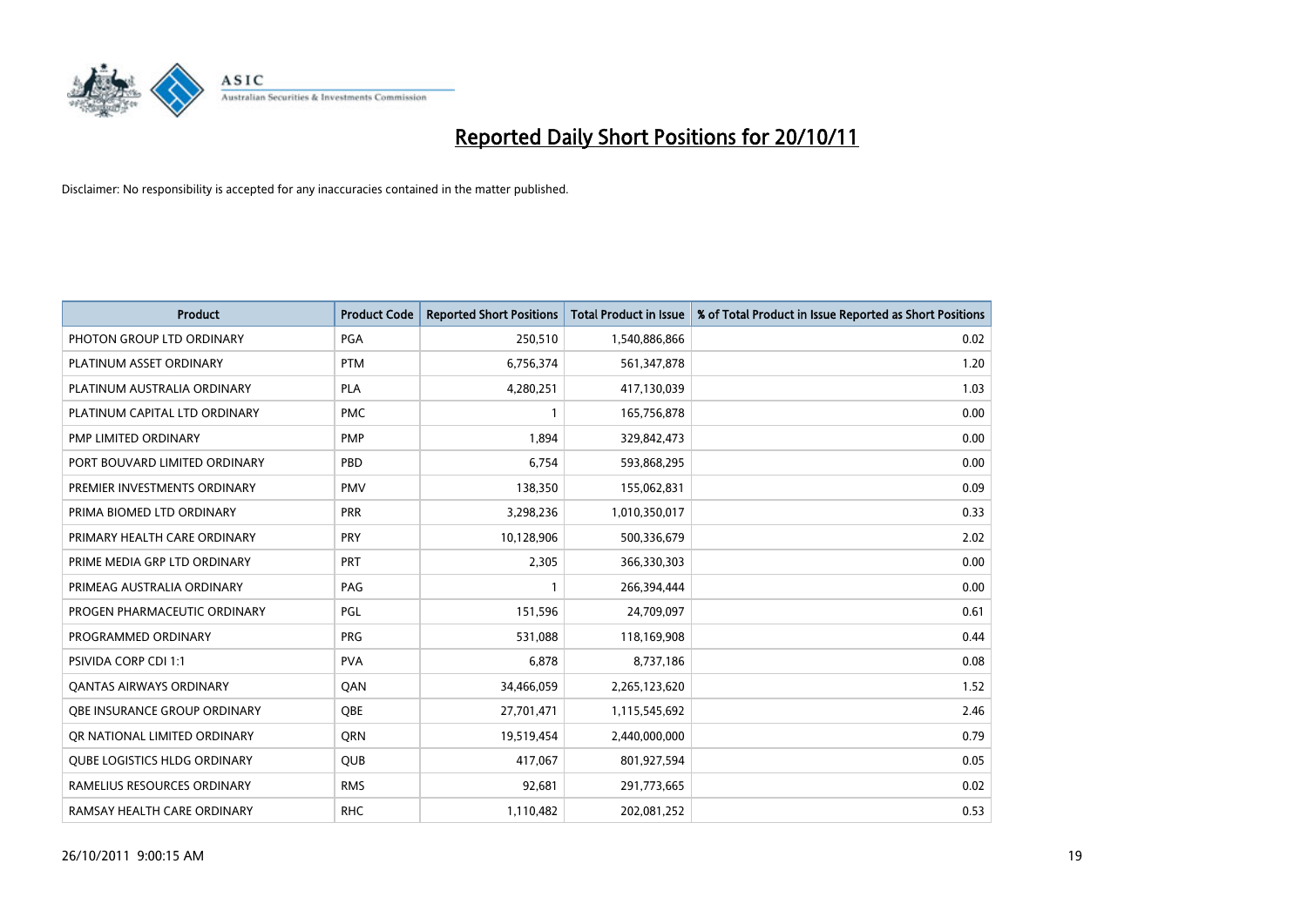# Reported Daily Short Positions for 20/10/11

Disclaimer: No responsibility is accepted for any inaccuracies contained in the matter published.

| Product | Product Code | Reported Short Positions | Total Product in Issue | % of Total Product in Issue Reported as Short Positions |
|---|---|---|---|---|
| PHOTON GROUP LTD ORDINARY | PGA | 250,510 | 1,540,886,866 | 0.02 |
| PLATINUM ASSET ORDINARY | PTM | 6,756,374 | 561,347,878 | 1.20 |
| PLATINUM AUSTRALIA ORDINARY | PLA | 4,280,251 | 417,130,039 | 1.03 |
| PLATINUM CAPITAL LTD ORDINARY | PMC | 1 | 165,756,878 | 0.00 |
| PMP LIMITED ORDINARY | PMP | 1,894 | 329,842,473 | 0.00 |
| PORT BOUVARD LIMITED ORDINARY | PBD | 6,754 | 593,868,295 | 0.00 |
| PREMIER INVESTMENTS ORDINARY | PMV | 138,350 | 155,062,831 | 0.09 |
| PRIMA BIOMED LTD ORDINARY | PRR | 3,298,236 | 1,010,350,017 | 0.33 |
| PRIMARY HEALTH CARE ORDINARY | PRY | 10,128,906 | 500,336,679 | 2.02 |
| PRIME MEDIA GRP LTD ORDINARY | PRT | 2,305 | 366,330,303 | 0.00 |
| PRIMEAG AUSTRALIA ORDINARY | PAG | 1 | 266,394,444 | 0.00 |
| PROGEN PHARMACEUTIC ORDINARY | PGL | 151,596 | 24,709,097 | 0.61 |
| PROGRAMMED ORDINARY | PRG | 531,088 | 118,169,908 | 0.44 |
| PSIVIDA CORP CDI 1:1 | PVA | 6,878 | 8,737,186 | 0.08 |
| QANTAS AIRWAYS ORDINARY | QAN | 34,466,059 | 2,265,123,620 | 1.52 |
| QBE INSURANCE GROUP ORDINARY | QBE | 27,701,471 | 1,115,545,692 | 2.46 |
| QR NATIONAL LIMITED ORDINARY | QRN | 19,519,454 | 2,440,000,000 | 0.79 |
| QUBE LOGISTICS HLDG ORDINARY | QUB | 417,067 | 801,927,594 | 0.05 |
| RAMELIUS RESOURCES ORDINARY | RMS | 92,681 | 291,773,665 | 0.02 |
| RAMSAY HEALTH CARE ORDINARY | RHC | 1,110,482 | 202,081,252 | 0.53 |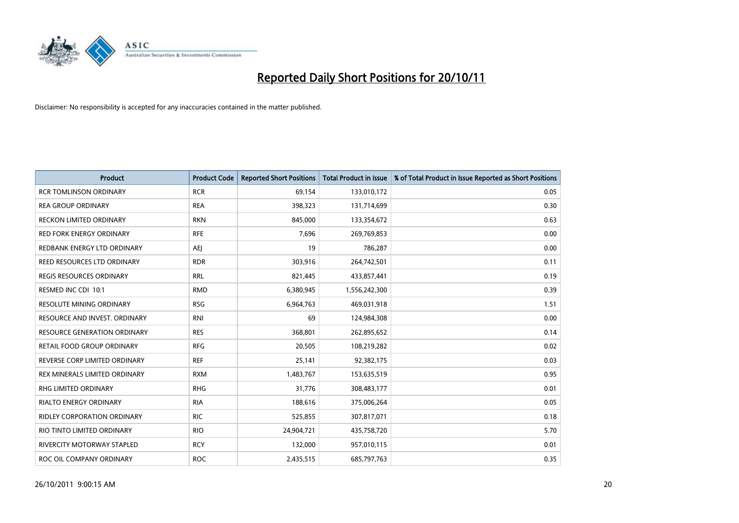# Reported Daily Short Positions for 20/10/11

Disclaimer: No responsibility is accepted for any inaccuracies contained in the matter published.

| Product | Product Code | Reported Short Positions | Total Product in Issue | % of Total Product in Issue Reported as Short Positions |
|---|---|---|---|---|
| RCR TOMLINSON ORDINARY | RCR | 69,154 | 133,010,172 | 0.05 |
| REA GROUP ORDINARY | REA | 398,323 | 131,714,699 | 0.30 |
| RECKON LIMITED ORDINARY | RKN | 845,000 | 133,354,672 | 0.63 |
| RED FORK ENERGY ORDINARY | RFE | 7,696 | 269,769,853 | 0.00 |
| REDBANK ENERGY LTD ORDINARY | AEJ | 19 | 786,287 | 0.00 |
| REED RESOURCES LTD ORDINARY | RDR | 303,916 | 264,742,501 | 0.11 |
| REGIS RESOURCES ORDINARY | RRL | 821,445 | 433,857,441 | 0.19 |
| RESMED INC CDI 10:1 | RMD | 6,380,945 | 1,556,242,300 | 0.39 |
| RESOLUTE MINING ORDINARY | RSG | 6,964,763 | 469,031,918 | 1.51 |
| RESOURCE AND INVEST. ORDINARY | RNI | 69 | 124,984,308 | 0.00 |
| RESOURCE GENERATION ORDINARY | RES | 368,801 | 262,895,652 | 0.14 |
| RETAIL FOOD GROUP ORDINARY | RFG | 20,505 | 108,219,282 | 0.02 |
| REVERSE CORP LIMITED ORDINARY | REF | 25,141 | 92,382,175 | 0.03 |
| REX MINERALS LIMITED ORDINARY | RXM | 1,483,767 | 153,635,519 | 0.95 |
| RHG LIMITED ORDINARY | RHG | 31,776 | 308,483,177 | 0.01 |
| RIALTO ENERGY ORDINARY | RIA | 188,616 | 375,006,264 | 0.05 |
| RIDLEY CORPORATION ORDINARY | RIC | 525,855 | 307,817,071 | 0.18 |
| RIO TINTO LIMITED ORDINARY | RIO | 24,904,721 | 435,758,720 | 5.70 |
| RIVERCITY MOTORWAY STAPLED | RCY | 132,000 | 957,010,115 | 0.01 |
| ROC OIL COMPANY ORDINARY | ROC | 2,435,515 | 685,797,763 | 0.35 |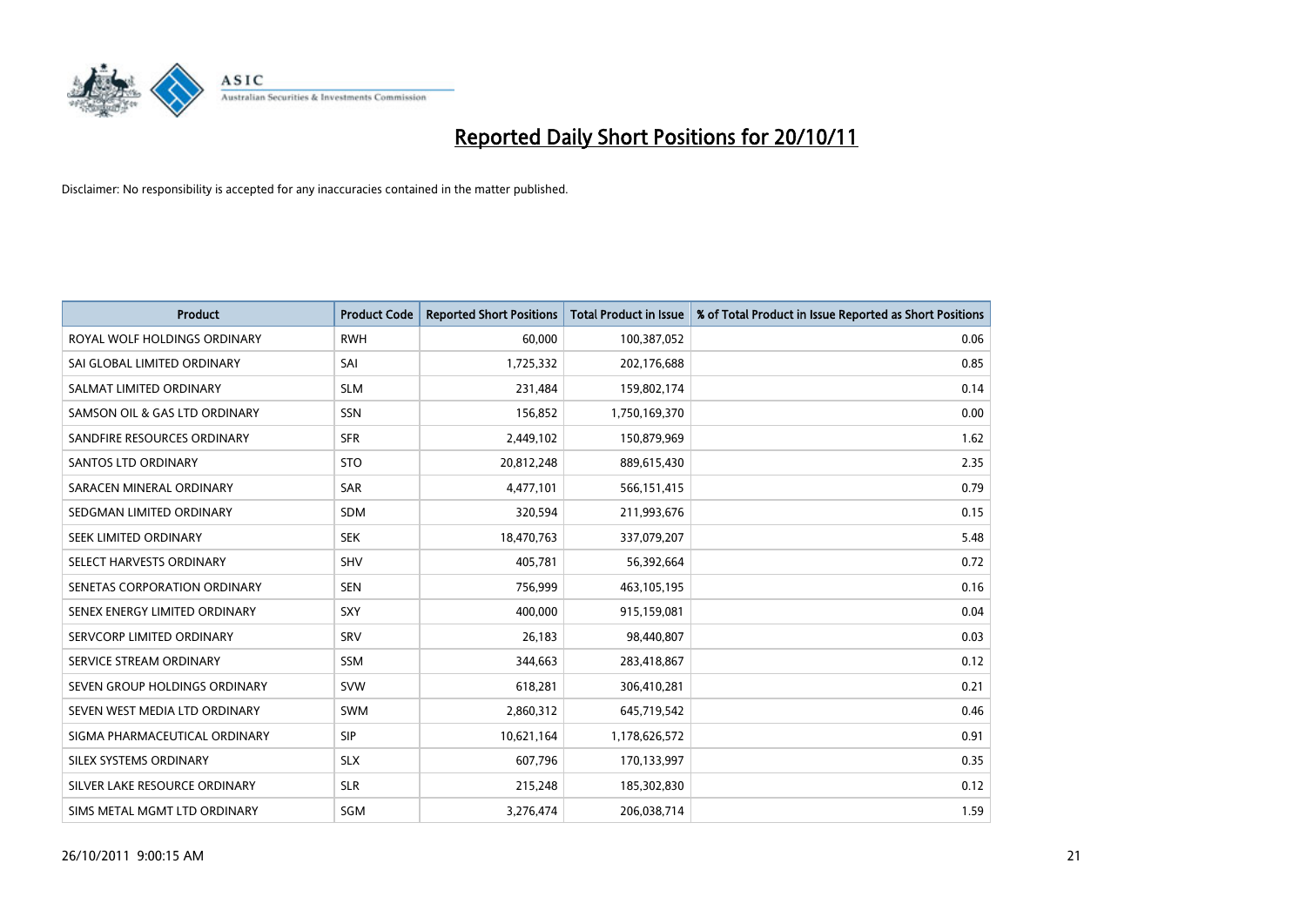# Reported Daily Short Positions for 20/10/11

Disclaimer: No responsibility is accepted for any inaccuracies contained in the matter published.

| Product | Product Code | Reported Short Positions | Total Product in Issue | % of Total Product in Issue Reported as Short Positions |
|---|---|---|---|---|
| ROYAL WOLF HOLDINGS ORDINARY | RWH | 60,000 | 100,387,052 | 0.06 |
| SAI GLOBAL LIMITED ORDINARY | SAI | 1,725,332 | 202,176,688 | 0.85 |
| SALMAT LIMITED ORDINARY | SLM | 231,484 | 159,802,174 | 0.14 |
| SAMSON OIL & GAS LTD ORDINARY | SSN | 156,852 | 1,750,169,370 | 0.00 |
| SANDFIRE RESOURCES ORDINARY | SFR | 2,449,102 | 150,879,969 | 1.62 |
| SANTOS LTD ORDINARY | STO | 20,812,248 | 889,615,430 | 2.35 |
| SARACEN MINERAL ORDINARY | SAR | 4,477,101 | 566,151,415 | 0.79 |
| SEDGMAN LIMITED ORDINARY | SDM | 320,594 | 211,993,676 | 0.15 |
| SEEK LIMITED ORDINARY | SEK | 18,470,763 | 337,079,207 | 5.48 |
| SELECT HARVESTS ORDINARY | SHV | 405,781 | 56,392,664 | 0.72 |
| SENETAS CORPORATION ORDINARY | SEN | 756,999 | 463,105,195 | 0.16 |
| SENEX ENERGY LIMITED ORDINARY | SXY | 400,000 | 915,159,081 | 0.04 |
| SERVCORP LIMITED ORDINARY | SRV | 26,183 | 98,440,807 | 0.03 |
| SERVICE STREAM ORDINARY | SSM | 344,663 | 283,418,867 | 0.12 |
| SEVEN GROUP HOLDINGS ORDINARY | SVW | 618,281 | 306,410,281 | 0.21 |
| SEVEN WEST MEDIA LTD ORDINARY | SWM | 2,860,312 | 645,719,542 | 0.46 |
| SIGMA PHARMACEUTICAL ORDINARY | SIP | 10,621,164 | 1,178,626,572 | 0.91 |
| SILEX SYSTEMS ORDINARY | SLX | 607,796 | 170,133,997 | 0.35 |
| SILVER LAKE RESOURCE ORDINARY | SLR | 215,248 | 185,302,830 | 0.12 |
| SIMS METAL MGMT LTD ORDINARY | SGM | 3,276,474 | 206,038,714 | 1.59 |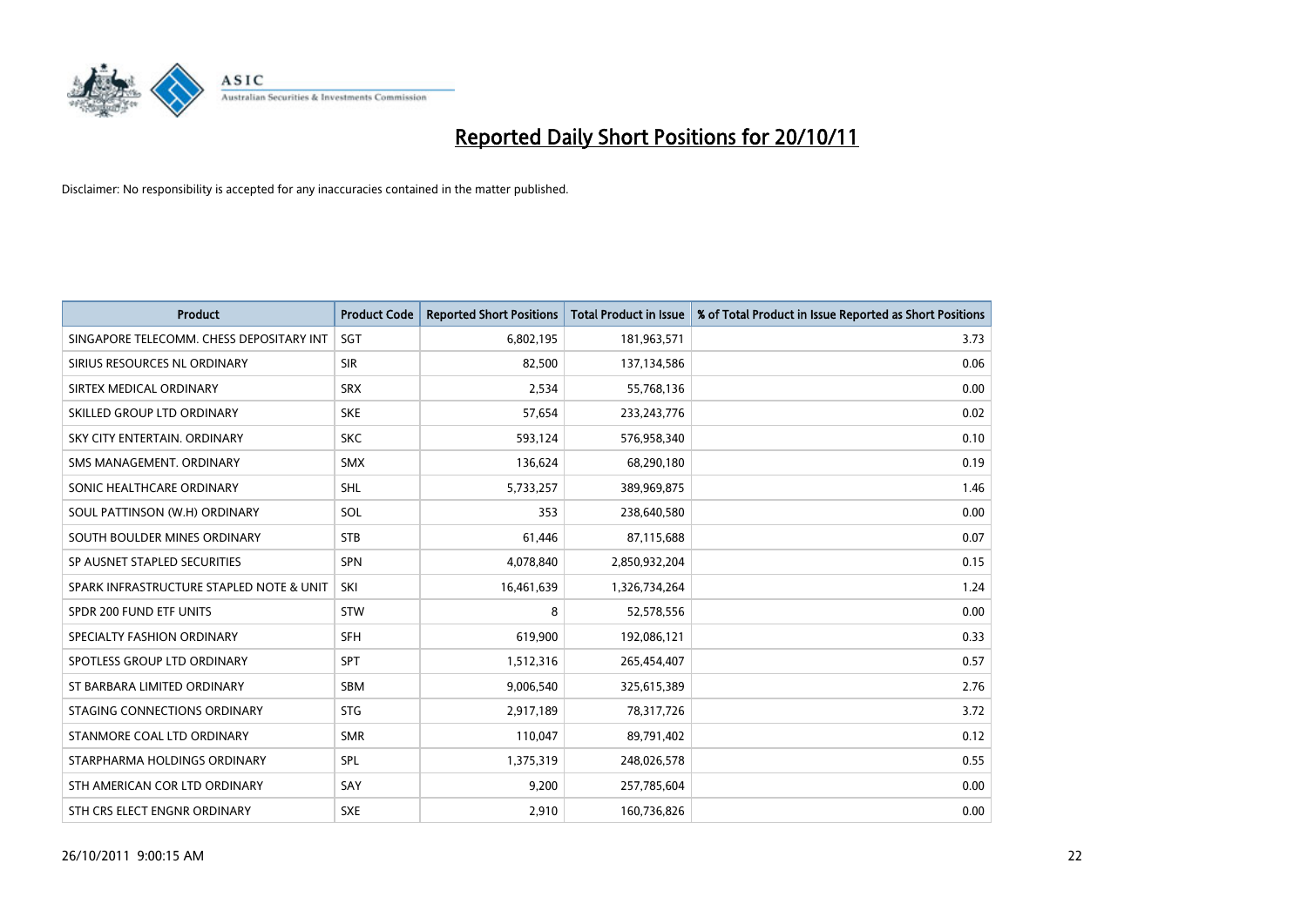# Reported Daily Short Positions for 20/10/11

Disclaimer: No responsibility is accepted for any inaccuracies contained in the matter published.

| Product | Product Code | Reported Short Positions | Total Product in Issue | % of Total Product in Issue Reported as Short Positions |
|---|---|---|---|---|
| SINGAPORE TELECOMM. CHESS DEPOSITARY INT | SGT | 6,802,195 | 181,963,571 | 3.73 |
| SIRIUS RESOURCES NL ORDINARY | SIR | 82,500 | 137,134,586 | 0.06 |
| SIRTEX MEDICAL ORDINARY | SRX | 2,534 | 55,768,136 | 0.00 |
| SKILLED GROUP LTD ORDINARY | SKE | 57,654 | 233,243,776 | 0.02 |
| SKY CITY ENTERTAIN. ORDINARY | SKC | 593,124 | 576,958,340 | 0.10 |
| SMS MANAGEMENT. ORDINARY | SMX | 136,624 | 68,290,180 | 0.19 |
| SONIC HEALTHCARE ORDINARY | SHL | 5,733,257 | 389,969,875 | 1.46 |
| SOUL PATTINSON (W.H) ORDINARY | SOL | 353 | 238,640,580 | 0.00 |
| SOUTH BOULDER MINES ORDINARY | STB | 61,446 | 87,115,688 | 0.07 |
| SP AUSNET STAPLED SECURITIES | SPN | 4,078,840 | 2,850,932,204 | 0.15 |
| SPARK INFRASTRUCTURE STAPLED NOTE & UNIT | SKI | 16,461,639 | 1,326,734,264 | 1.24 |
| SPDR 200 FUND ETF UNITS | STW | 8 | 52,578,556 | 0.00 |
| SPECIALTY FASHION ORDINARY | SFH | 619,900 | 192,086,121 | 0.33 |
| SPOTLESS GROUP LTD ORDINARY | SPT | 1,512,316 | 265,454,407 | 0.57 |
| ST BARBARA LIMITED ORDINARY | SBM | 9,006,540 | 325,615,389 | 2.76 |
| STAGING CONNECTIONS ORDINARY | STG | 2,917,189 | 78,317,726 | 3.72 |
| STANMORE COAL LTD ORDINARY | SMR | 110,047 | 89,791,402 | 0.12 |
| STARPHARMA HOLDINGS ORDINARY | SPL | 1,375,319 | 248,026,578 | 0.55 |
| STH AMERICAN COR LTD ORDINARY | SAY | 9,200 | 257,785,604 | 0.00 |
| STH CRS ELECT ENGNR ORDINARY | SXE | 2,910 | 160,736,826 | 0.00 |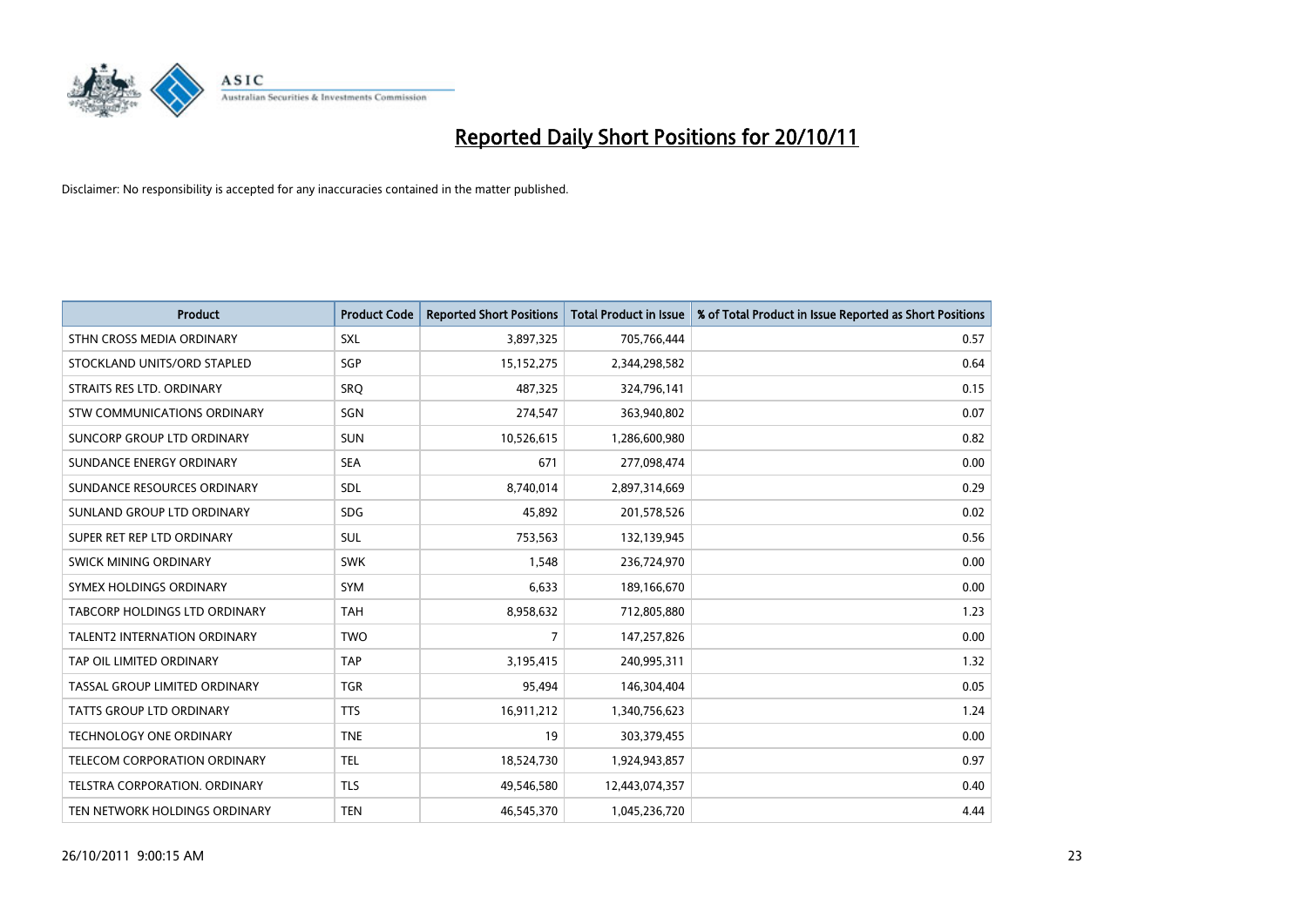# Reported Daily Short Positions for 20/10/11

Disclaimer: No responsibility is accepted for any inaccuracies contained in the matter published.

| Product | Product Code | Reported Short Positions | Total Product in Issue | % of Total Product in Issue Reported as Short Positions |
| --- | --- | --- | --- | --- |
| STHN CROSS MEDIA ORDINARY | SXL | 3,897,325 | 705,766,444 | 0.57 |
| STOCKLAND UNITS/ORD STAPLED | SGP | 15,152,275 | 2,344,298,582 | 0.64 |
| STRAITS RES LTD. ORDINARY | SRQ | 487,325 | 324,796,141 | 0.15 |
| STW COMMUNICATIONS ORDINARY | SGN | 274,547 | 363,940,802 | 0.07 |
| SUNCORP GROUP LTD ORDINARY | SUN | 10,526,615 | 1,286,600,980 | 0.82 |
| SUNDANCE ENERGY ORDINARY | SEA | 671 | 277,098,474 | 0.00 |
| SUNDANCE RESOURCES ORDINARY | SDL | 8,740,014 | 2,897,314,669 | 0.29 |
| SUNLAND GROUP LTD ORDINARY | SDG | 45,892 | 201,578,526 | 0.02 |
| SUPER RET REP LTD ORDINARY | SUL | 753,563 | 132,139,945 | 0.56 |
| SWICK MINING ORDINARY | SWK | 1,548 | 236,724,970 | 0.00 |
| SYMEX HOLDINGS ORDINARY | SYM | 6,633 | 189,166,670 | 0.00 |
| TABCORP HOLDINGS LTD ORDINARY | TAH | 8,958,632 | 712,805,880 | 1.23 |
| TALENT2 INTERNATION ORDINARY | TWO | 7 | 147,257,826 | 0.00 |
| TAP OIL LIMITED ORDINARY | TAP | 3,195,415 | 240,995,311 | 1.32 |
| TASSAL GROUP LIMITED ORDINARY | TGR | 95,494 | 146,304,404 | 0.05 |
| TATTS GROUP LTD ORDINARY | TTS | 16,911,212 | 1,340,756,623 | 1.24 |
| TECHNOLOGY ONE ORDINARY | TNE | 19 | 303,379,455 | 0.00 |
| TELECOM CORPORATION ORDINARY | TEL | 18,524,730 | 1,924,943,857 | 0.97 |
| TELSTRA CORPORATION. ORDINARY | TLS | 49,546,580 | 12,443,074,357 | 0.40 |
| TEN NETWORK HOLDINGS ORDINARY | TEN | 46,545,370 | 1,045,236,720 | 4.44 |

26/10/2011 9:00:15 AM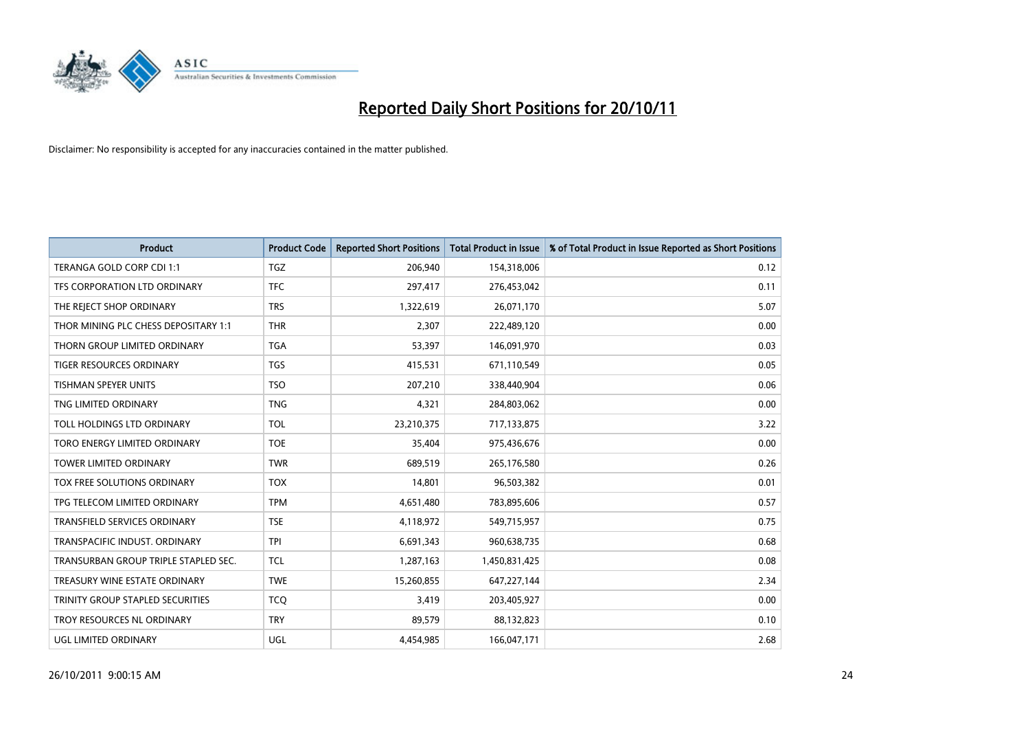# Reported Daily Short Positions for 20/10/11

Disclaimer: No responsibility is accepted for any inaccuracies contained in the matter published.

| Product | Product Code | Reported Short Positions | Total Product in Issue | % of Total Product in Issue Reported as Short Positions |
|---|---|---|---|---|
| TERANGA GOLD CORP CDI 1:1 | TGZ | 206,940 | 154,318,006 | 0.12 |
| TFS CORPORATION LTD ORDINARY | TFC | 297,417 | 276,453,042 | 0.11 |
| THE REJECT SHOP ORDINARY | TRS | 1,322,619 | 26,071,170 | 5.07 |
| THOR MINING PLC CHESS DEPOSITARY 1:1 | THR | 2,307 | 222,489,120 | 0.00 |
| THORN GROUP LIMITED ORDINARY | TGA | 53,397 | 146,091,970 | 0.03 |
| TIGER RESOURCES ORDINARY | TGS | 415,531 | 671,110,549 | 0.05 |
| TISHMAN SPEYER UNITS | TSO | 207,210 | 338,440,904 | 0.06 |
| TNG LIMITED ORDINARY | TNG | 4,321 | 284,803,062 | 0.00 |
| TOLL HOLDINGS LTD ORDINARY | TOL | 23,210,375 | 717,133,875 | 3.22 |
| TORO ENERGY LIMITED ORDINARY | TOE | 35,404 | 975,436,676 | 0.00 |
| TOWER LIMITED ORDINARY | TWR | 689,519 | 265,176,580 | 0.26 |
| TOX FREE SOLUTIONS ORDINARY | TOX | 14,801 | 96,503,382 | 0.01 |
| TPG TELECOM LIMITED ORDINARY | TPM | 4,651,480 | 783,895,606 | 0.57 |
| TRANSFIELD SERVICES ORDINARY | TSE | 4,118,972 | 549,715,957 | 0.75 |
| TRANSPACIFIC INDUST. ORDINARY | TPI | 6,691,343 | 960,638,735 | 0.68 |
| TRANSURBAN GROUP TRIPLE STAPLED SEC. | TCL | 1,287,163 | 1,450,831,425 | 0.08 |
| TREASURY WINE ESTATE ORDINARY | TWE | 15,260,855 | 647,227,144 | 2.34 |
| TRINITY GROUP STAPLED SECURITIES | TCQ | 3,419 | 203,405,927 | 0.00 |
| TROY RESOURCES NL ORDINARY | TRY | 89,579 | 88,132,823 | 0.10 |
| UGL LIMITED ORDINARY | UGL | 4,454,985 | 166,047,171 | 2.68 |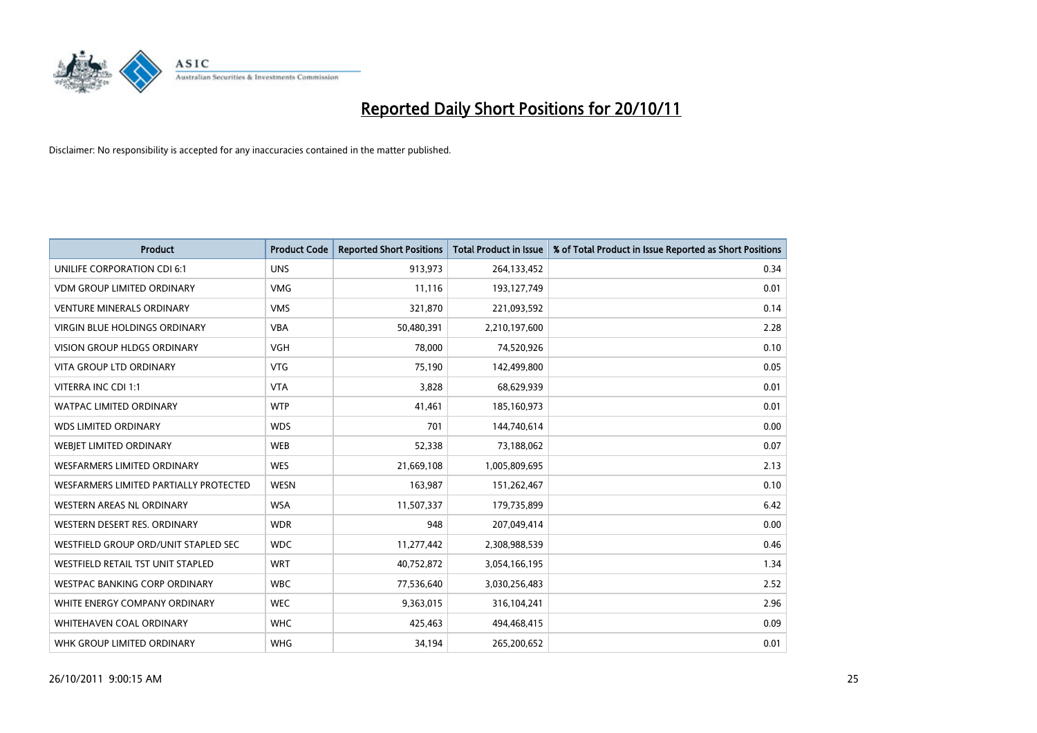# Reported Daily Short Positions for 20/10/11

Disclaimer: No responsibility is accepted for any inaccuracies contained in the matter published.

| Product | Product Code | Reported Short Positions | Total Product in Issue | % of Total Product in Issue Reported as Short Positions |
|---|---|---|---|---|
| UNILIFE CORPORATION CDI 6:1 | UNS | 913,973 | 264,133,452 | 0.34 |
| VDM GROUP LIMITED ORDINARY | VMG | 11,116 | 193,127,749 | 0.01 |
| VENTURE MINERALS ORDINARY | VMS | 321,870 | 221,093,592 | 0.14 |
| VIRGIN BLUE HOLDINGS ORDINARY | VBA | 50,480,391 | 2,210,197,600 | 2.28 |
| VISION GROUP HLDGS ORDINARY | VGH | 78,000 | 74,520,926 | 0.10 |
| VITA GROUP LTD ORDINARY | VTG | 75,190 | 142,499,800 | 0.05 |
| VITERRA INC CDI 1:1 | VTA | 3,828 | 68,629,939 | 0.01 |
| WATPAC LIMITED ORDINARY | WTP | 41,461 | 185,160,973 | 0.01 |
| WDS LIMITED ORDINARY | WDS | 701 | 144,740,614 | 0.00 |
| WEBJET LIMITED ORDINARY | WEB | 52,338 | 73,188,062 | 0.07 |
| WESFARMERS LIMITED ORDINARY | WES | 21,669,108 | 1,005,809,695 | 2.13 |
| WESFARMERS LIMITED PARTIALLY PROTECTED | WESN | 163,987 | 151,262,467 | 0.10 |
| WESTERN AREAS NL ORDINARY | WSA | 11,507,337 | 179,735,899 | 6.42 |
| WESTERN DESERT RES. ORDINARY | WDR | 948 | 207,049,414 | 0.00 |
| WESTFIELD GROUP ORD/UNIT STAPLED SEC | WDC | 11,277,442 | 2,308,988,539 | 0.46 |
| WESTFIELD RETAIL TST UNIT STAPLED | WRT | 40,752,872 | 3,054,166,195 | 1.34 |
| WESTPAC BANKING CORP ORDINARY | WBC | 77,536,640 | 3,030,256,483 | 2.52 |
| WHITE ENERGY COMPANY ORDINARY | WEC | 9,363,015 | 316,104,241 | 2.96 |
| WHITEHAVEN COAL ORDINARY | WHC | 425,463 | 494,468,415 | 0.09 |
| WHK GROUP LIMITED ORDINARY | WHG | 34,194 | 265,200,652 | 0.01 |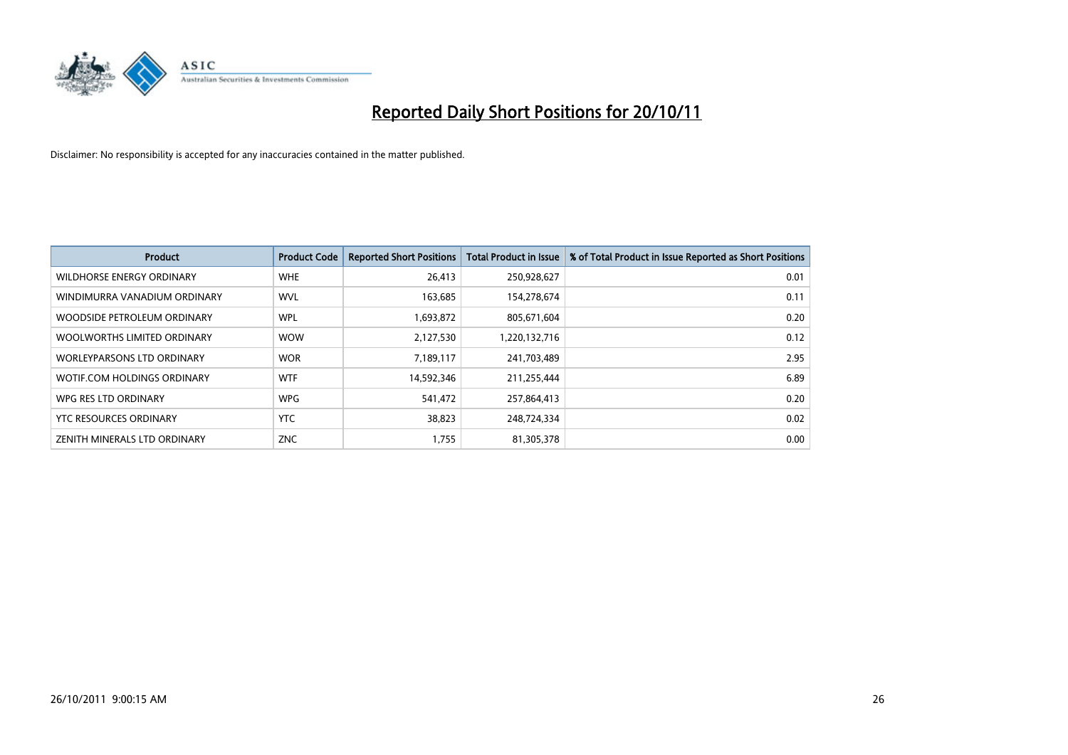# Reported Daily Short Positions for 20/10/11

Disclaimer: No responsibility is accepted for any inaccuracies contained in the matter published.

| Product | Product Code | Reported Short Positions | Total Product in Issue | % of Total Product in Issue Reported as Short Positions |
|---|---|---|---|---|
| WILDHORSE ENERGY ORDINARY | WHE | 26,413 | 250,928,627 | 0.01 |
| WINDIMURRA VANADIUM ORDINARY | WVL | 163,685 | 154,278,674 | 0.11 |
| WOODSIDE PETROLEUM ORDINARY | WPL | 1,693,872 | 805,671,604 | 0.20 |
| WOOLWORTHS LIMITED ORDINARY | WOW | 2,127,530 | 1,220,132,716 | 0.12 |
| WORLEYPARSONS LTD ORDINARY | WOR | 7,189,117 | 241,703,489 | 2.95 |
| WOTIF.COM HOLDINGS ORDINARY | WTF | 14,592,346 | 211,255,444 | 6.89 |
| WPG RES LTD ORDINARY | WPG | 541,472 | 257,864,413 | 0.20 |
| YTC RESOURCES ORDINARY | YTC | 38,823 | 248,724,334 | 0.02 |
| ZENITH MINERALS LTD ORDINARY | ZNC | 1,755 | 81,305,378 | 0.00 |